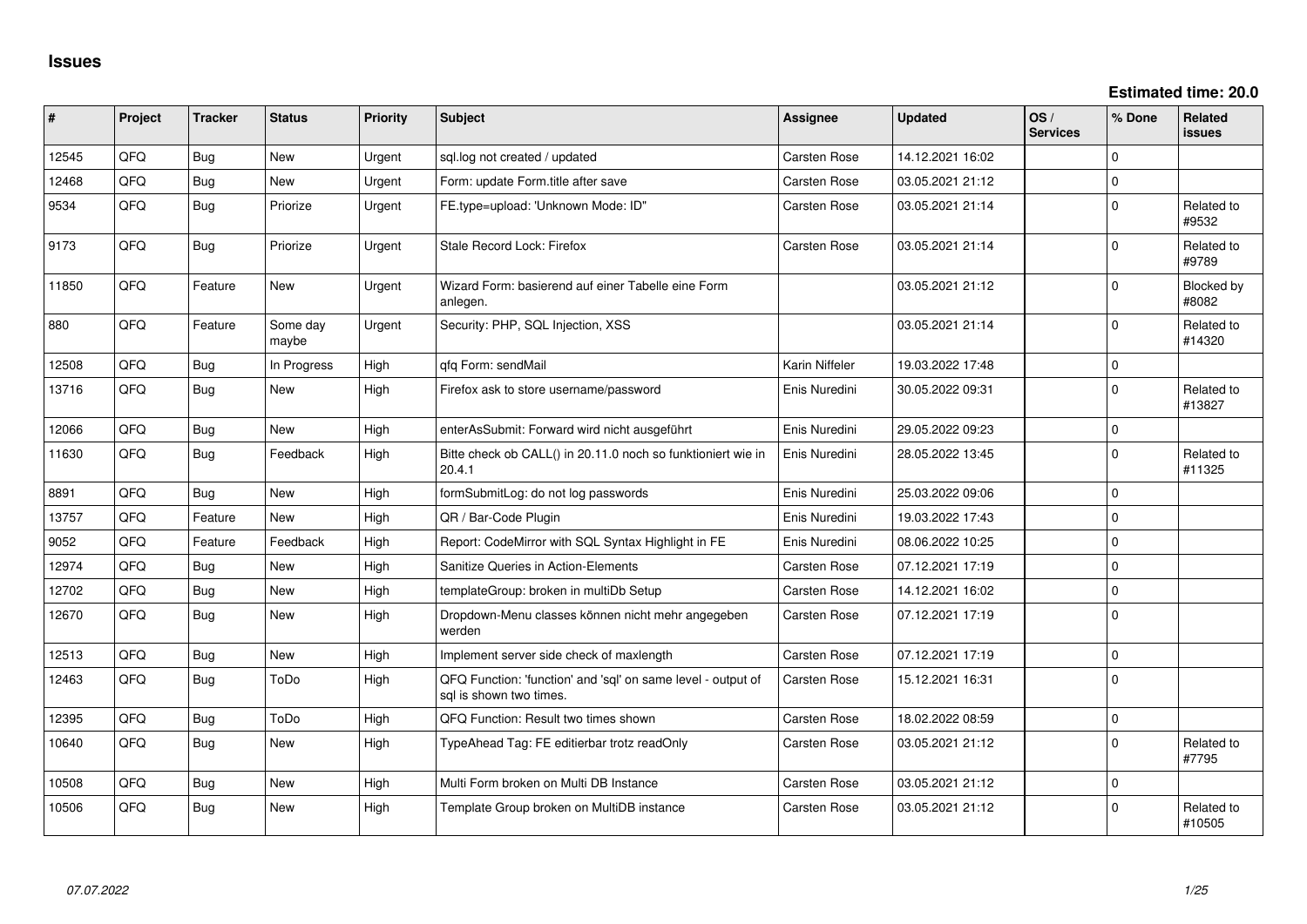# Issues

**Estimated time: 20.0**

| # | Project | Tracker | Status | Priority | Subject | Assignee | Updated | OS / Services | % Done | Related issues |
|---|---|---|---|---|---|---|---|---|---|---|
| 12545 | QFQ | Bug | New | Urgent | sql.log not created / updated | Carsten Rose | 14.12.2021 16:02 | | 0 | |
| 12468 | QFQ | Bug | New | Urgent | Form: update Form.title after save | Carsten Rose | 03.05.2021 21:12 | | 0 | |
| 9534 | QFQ | Bug | Priorize | Urgent | FE.type=upload: 'Unknown Mode: ID" | Carsten Rose | 03.05.2021 21:14 | | 0 | Related to #9532 |
| 9173 | QFQ | Bug | Priorize | Urgent | Stale Record Lock: Firefox | Carsten Rose | 03.05.2021 21:14 | | 0 | Related to #9789 |
| 11850 | QFQ | Feature | New | Urgent | Wizard Form: basierend auf einer Tabelle eine Form anlegen. | | 03.05.2021 21:12 | | 0 | Blocked by #8082 |
| 880 | QFQ | Feature | Some day maybe | Urgent | Security: PHP, SQL Injection, XSS | | 03.05.2021 21:14 | | 0 | Related to #14320 |
| 12508 | QFQ | Bug | In Progress | High | qfq Form: sendMail | Karin Niffeler | 19.03.2022 17:48 | | 0 | |
| 13716 | QFQ | Bug | New | High | Firefox ask to store username/password | Enis Nuredini | 30.05.2022 09:31 | | 0 | Related to #13827 |
| 12066 | QFQ | Bug | New | High | enterAsSubmit: Forward wird nicht ausgeführt | Enis Nuredini | 29.05.2022 09:23 | | 0 | |
| 11630 | QFQ | Bug | Feedback | High | Bitte check ob CALL() in 20.11.0 noch so funktioniert wie in 20.4.1 | Enis Nuredini | 28.05.2022 13:45 | | 0 | Related to #11325 |
| 8891 | QFQ | Bug | New | High | formSubmitLog: do not log passwords | Enis Nuredini | 25.03.2022 09:06 | | 0 | |
| 13757 | QFQ | Feature | New | High | QR / Bar-Code Plugin | Enis Nuredini | 19.03.2022 17:43 | | 0 | |
| 9052 | QFQ | Feature | Feedback | High | Report: CodeMirror with SQL Syntax Highlight in FE | Enis Nuredini | 08.06.2022 10:25 | | 0 | |
| 12974 | QFQ | Bug | New | High | Sanitize Queries in Action-Elements | Carsten Rose | 07.12.2021 17:19 | | 0 | |
| 12702 | QFQ | Bug | New | High | templateGroup: broken in multiDb Setup | Carsten Rose | 14.12.2021 16:02 | | 0 | |
| 12670 | QFQ | Bug | New | High | Dropdown-Menu classes können nicht mehr angegeben werden | Carsten Rose | 07.12.2021 17:19 | | 0 | |
| 12513 | QFQ | Bug | New | High | Implement server side check of maxlength | Carsten Rose | 07.12.2021 17:19 | | 0 | |
| 12463 | QFQ | Bug | ToDo | High | QFQ Function: 'function' and 'sql' on same level - output of sql is shown two times. | Carsten Rose | 15.12.2021 16:31 | | 0 | |
| 12395 | QFQ | Bug | ToDo | High | QFQ Function: Result two times shown | Carsten Rose | 18.02.2022 08:59 | | 0 | |
| 10640 | QFQ | Bug | New | High | TypeAhead Tag: FE editierbar trotz readOnly | Carsten Rose | 03.05.2021 21:12 | | 0 | Related to #7795 |
| 10508 | QFQ | Bug | New | High | Multi Form broken on Multi DB Instance | Carsten Rose | 03.05.2021 21:12 | | 0 | |
| 10506 | QFQ | Bug | New | High | Template Group broken on MultiDB instance | Carsten Rose | 03.05.2021 21:12 | | 0 | Related to #10505 |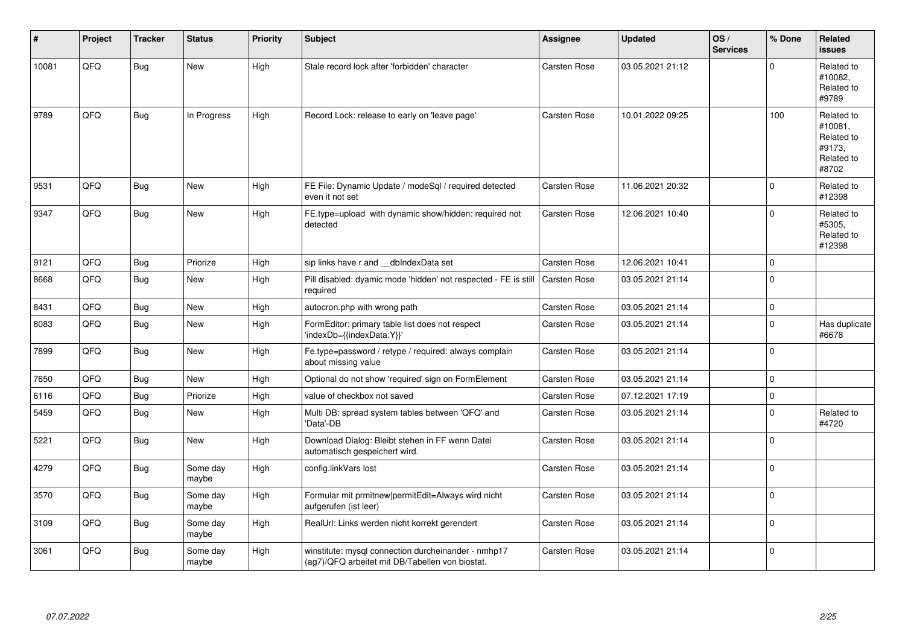| # | Project | Tracker | Status | Priority | Subject | Assignee | Updated | OS / Services | % Done | Related issues |
|---|---|---|---|---|---|---|---|---|---|---|
| 10081 | QFQ | Bug | New | High | Stale record lock after 'forbidden' character | Carsten Rose | 03.05.2021 21:12 | | 0 | Related to #10082, Related to #9789 |
| 9789 | QFQ | Bug | In Progress | High | Record Lock: release to early on 'leave page' | Carsten Rose | 10.01.2022 09:25 | | 100 | Related to #10081, Related to #9173, Related to #8702 |
| 9531 | QFQ | Bug | New | High | FE File: Dynamic Update / modeSql / required detected even it not set | Carsten Rose | 11.06.2021 20:32 | | 0 | Related to #12398 |
| 9347 | QFQ | Bug | New | High | FE.type=upload with dynamic show/hidden: required not detected | Carsten Rose | 12.06.2021 10:40 | | 0 | Related to #5305, Related to #12398 |
| 9121 | QFQ | Bug | Priorize | High | sip links have r and __dbIndexData set | Carsten Rose | 12.06.2021 10:41 | | 0 | |
| 8668 | QFQ | Bug | New | High | Pill disabled: dyamic mode 'hidden' not respected - FE is still required | Carsten Rose | 03.05.2021 21:14 | | 0 | |
| 8431 | QFQ | Bug | New | High | autocron.php with wrong path | Carsten Rose | 03.05.2021 21:14 | | 0 | |
| 8083 | QFQ | Bug | New | High | FormEditor: primary table list does not respect 'indexDb={{indexData:Y}}' | Carsten Rose | 03.05.2021 21:14 | | 0 | Has duplicate #6678 |
| 7899 | QFQ | Bug | New | High | Fe.type=password / retype / required: always complain about missing value | Carsten Rose | 03.05.2021 21:14 | | 0 | |
| 7650 | QFQ | Bug | New | High | Optional do not show 'required' sign on FormElement | Carsten Rose | 03.05.2021 21:14 | | 0 | |
| 6116 | QFQ | Bug | Priorize | High | value of checkbox not saved | Carsten Rose | 07.12.2021 17:19 | | 0 | |
| 5459 | QFQ | Bug | New | High | Multi DB: spread system tables between 'QFQ' and 'Data'-DB | Carsten Rose | 03.05.2021 21:14 | | 0 | Related to #4720 |
| 5221 | QFQ | Bug | New | High | Download Dialog: Bleibt stehen in FF wenn Datei automatisch gespeichert wird. | Carsten Rose | 03.05.2021 21:14 | | 0 | |
| 4279 | QFQ | Bug | Some day maybe | High | config.linkVars lost | Carsten Rose | 03.05.2021 21:14 | | 0 | |
| 3570 | QFQ | Bug | Some day maybe | High | Formular mit prmitnew\|permitEdit=Always wird nicht aufgerufen (ist leer) | Carsten Rose | 03.05.2021 21:14 | | 0 | |
| 3109 | QFQ | Bug | Some day maybe | High | RealUrl: Links werden nicht korrekt gerendert | Carsten Rose | 03.05.2021 21:14 | | 0 | |
| 3061 | QFQ | Bug | Some day maybe | High | winstitute: mysql connection durcheinander - nmhp17 (ag7)/QFQ arbeitet mit DB/Tabellen von biostat. | Carsten Rose | 03.05.2021 21:14 | | 0 | |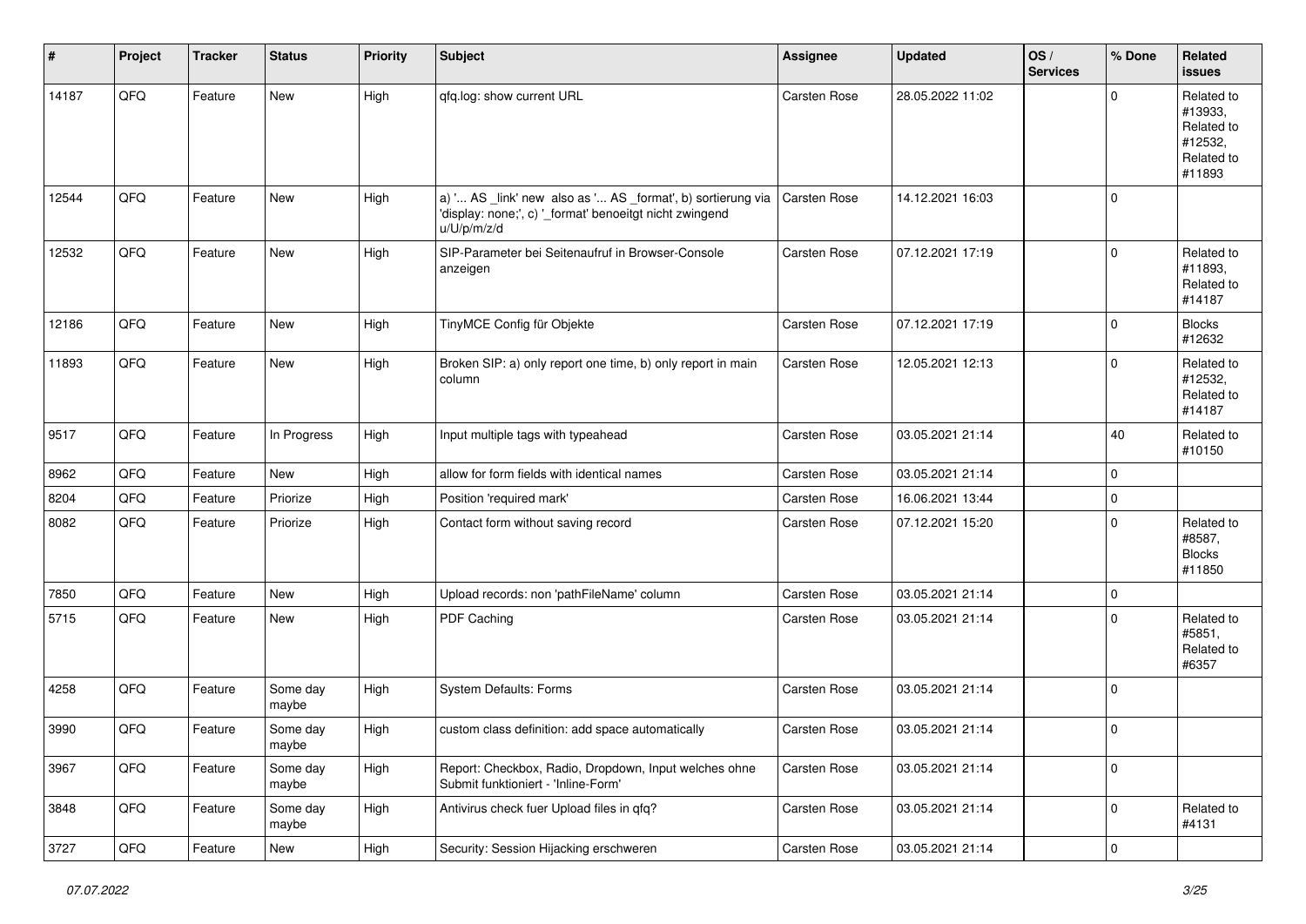| # | Project | Tracker | Status | Priority | Subject | Assignee | Updated | OS / Services | % Done | Related issues |
|---|---|---|---|---|---|---|---|---|---|---|
| 14187 | QFQ | Feature | New | High | qfq.log: show current URL | Carsten Rose | 28.05.2022 11:02 | | 0 | Related to #13933, Related to #12532, Related to #11893 |
| 12544 | QFQ | Feature | New | High | a) '... AS _link' new also as '... AS _format', b) sortierung via 'display: none;', c) '_format' benoeitgt nicht zwingend u/U/p/m/z/d | Carsten Rose | 14.12.2021 16:03 | | 0 | |
| 12532 | QFQ | Feature | New | High | SIP-Parameter bei Seitenaufruf in Browser-Console anzeigen | Carsten Rose | 07.12.2021 17:19 | | 0 | Related to #11893, Related to #14187 |
| 12186 | QFQ | Feature | New | High | TinyMCE Config für Objekte | Carsten Rose | 07.12.2021 17:19 | | 0 | Blocks #12632 |
| 11893 | QFQ | Feature | New | High | Broken SIP: a) only report one time, b) only report in main column | Carsten Rose | 12.05.2021 12:13 | | 0 | Related to #12532, Related to #14187 |
| 9517 | QFQ | Feature | In Progress | High | Input multiple tags with typeahead | Carsten Rose | 03.05.2021 21:14 | | 40 | Related to #10150 |
| 8962 | QFQ | Feature | New | High | allow for form fields with identical names | Carsten Rose | 03.05.2021 21:14 | | 0 | |
| 8204 | QFQ | Feature | Priorize | High | Position 'required mark' | Carsten Rose | 16.06.2021 13:44 | | 0 | |
| 8082 | QFQ | Feature | Priorize | High | Contact form without saving record | Carsten Rose | 07.12.2021 15:20 | | 0 | Related to #8587, Blocks #11850 |
| 7850 | QFQ | Feature | New | High | Upload records: non 'pathFileName' column | Carsten Rose | 03.05.2021 21:14 | | 0 | |
| 5715 | QFQ | Feature | New | High | PDF Caching | Carsten Rose | 03.05.2021 21:14 | | 0 | Related to #5851, Related to #6357 |
| 4258 | QFQ | Feature | Some day maybe | High | System Defaults: Forms | Carsten Rose | 03.05.2021 21:14 | | 0 | |
| 3990 | QFQ | Feature | Some day maybe | High | custom class definition: add space automatically | Carsten Rose | 03.05.2021 21:14 | | 0 | |
| 3967 | QFQ | Feature | Some day maybe | High | Report: Checkbox, Radio, Dropdown, Input welches ohne Submit funktioniert - 'Inline-Form' | Carsten Rose | 03.05.2021 21:14 | | 0 | |
| 3848 | QFQ | Feature | Some day maybe | High | Antivirus check fuer Upload files in qfq? | Carsten Rose | 03.05.2021 21:14 | | 0 | Related to #4131 |
| 3727 | QFQ | Feature | New | High | Security: Session Hijacking erschweren | Carsten Rose | 03.05.2021 21:14 | | 0 | |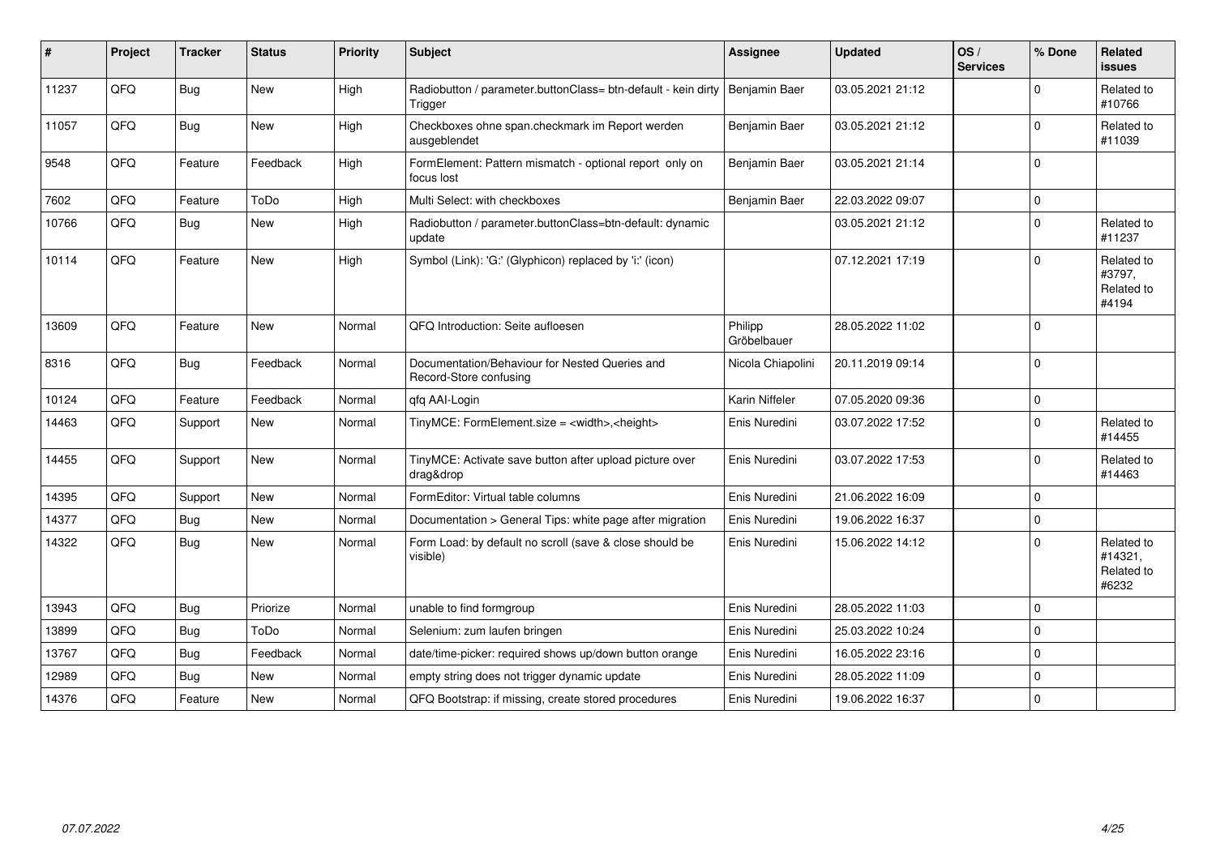| # | Project | Tracker | Status | Priority | Subject | Assignee | Updated | OS / Services | % Done | Related issues |
|---|---|---|---|---|---|---|---|---|---|---|
| 11237 | QFQ | Bug | New | High | Radiobutton / parameter.buttonClass= btn-default - kein dirty Trigger | Benjamin Baer | 03.05.2021 21:12 | | 0 | Related to #10766 |
| 11057 | QFQ | Bug | New | High | Checkboxes ohne span.checkmark im Report werden ausgeblendet | Benjamin Baer | 03.05.2021 21:12 | | 0 | Related to #11039 |
| 9548 | QFQ | Feature | Feedback | High | FormElement: Pattern mismatch - optional report only on focus lost | Benjamin Baer | 03.05.2021 21:14 | | 0 | |
| 7602 | QFQ | Feature | ToDo | High | Multi Select: with checkboxes | Benjamin Baer | 22.03.2022 09:07 | | 0 | |
| 10766 | QFQ | Bug | New | High | Radiobutton / parameter.buttonClass=btn-default: dynamic update | | 03.05.2021 21:12 | | 0 | Related to #11237 |
| 10114 | QFQ | Feature | New | High | Symbol (Link): 'G:' (Glyphicon) replaced by 'i:' (icon) | | 07.12.2021 17:19 | | 0 | Related to #3797, Related to #4194 |
| 13609 | QFQ | Feature | New | Normal | QFQ Introduction: Seite aufloesen | Philipp Gröbelbauer | 28.05.2022 11:02 | | 0 | |
| 8316 | QFQ | Bug | Feedback | Normal | Documentation/Behaviour for Nested Queries and Record-Store confusing | Nicola Chiapolini | 20.11.2019 09:14 | | 0 | |
| 10124 | QFQ | Feature | Feedback | Normal | qfq AAI-Login | Karin Niffeler | 07.05.2020 09:36 | | 0 | |
| 14463 | QFQ | Support | New | Normal | TinyMCE: FormElement.size = <width>,<height> | Enis Nuredini | 03.07.2022 17:52 | | 0 | Related to #14455 |
| 14455 | QFQ | Support | New | Normal | TinyMCE: Activate save button after upload picture over drag&drop | Enis Nuredini | 03.07.2022 17:53 | | 0 | Related to #14463 |
| 14395 | QFQ | Support | New | Normal | FormEditor: Virtual table columns | Enis Nuredini | 21.06.2022 16:09 | | 0 | |
| 14377 | QFQ | Bug | New | Normal | Documentation > General Tips: white page after migration | Enis Nuredini | 19.06.2022 16:37 | | 0 | |
| 14322 | QFQ | Bug | New | Normal | Form Load: by default no scroll (save & close should be visible) | Enis Nuredini | 15.06.2022 14:12 | | 0 | Related to #14321, Related to #6232 |
| 13943 | QFQ | Bug | Priorize | Normal | unable to find formgroup | Enis Nuredini | 28.05.2022 11:03 | | 0 | |
| 13899 | QFQ | Bug | ToDo | Normal | Selenium: zum laufen bringen | Enis Nuredini | 25.03.2022 10:24 | | 0 | |
| 13767 | QFQ | Bug | Feedback | Normal | date/time-picker: required shows up/down button orange | Enis Nuredini | 16.05.2022 23:16 | | 0 | |
| 12989 | QFQ | Bug | New | Normal | empty string does not trigger dynamic update | Enis Nuredini | 28.05.2022 11:09 | | 0 | |
| 14376 | QFQ | Feature | New | Normal | QFQ Bootstrap: if missing, create stored procedures | Enis Nuredini | 19.06.2022 16:37 | | 0 | |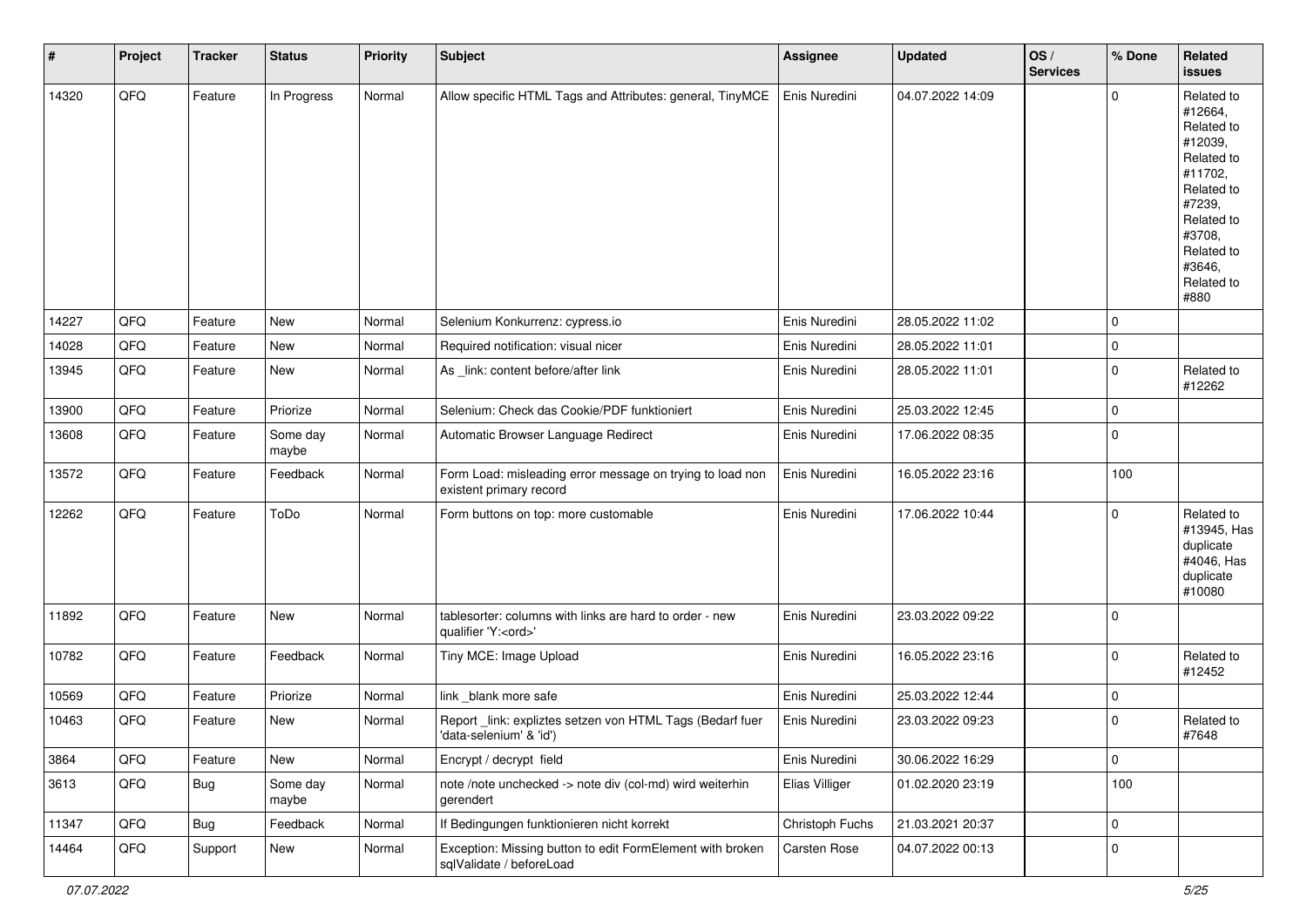| # | Project | Tracker | Status | Priority | Subject | Assignee | Updated | OS / Services | % Done | Related issues |
|---|---|---|---|---|---|---|---|---|---|---|
| 14320 | QFQ | Feature | In Progress | Normal | Allow specific HTML Tags and Attributes: general, TinyMCE | Enis Nuredini | 04.07.2022 14:09 | | 0 | Related to #12664, Related to #12039, Related to #11702, Related to #7239, Related to #3708, Related to #3646, Related to #880 |
| 14227 | QFQ | Feature | New | Normal | Selenium Konkurrenz: cypress.io | Enis Nuredini | 28.05.2022 11:02 | | 0 | |
| 14028 | QFQ | Feature | New | Normal | Required notification: visual nicer | Enis Nuredini | 28.05.2022 11:01 | | 0 | |
| 13945 | QFQ | Feature | New | Normal | As _link: content before/after link | Enis Nuredini | 28.05.2022 11:01 | | 0 | Related to #12262 |
| 13900 | QFQ | Feature | Priorize | Normal | Selenium: Check das Cookie/PDF funktioniert | Enis Nuredini | 25.03.2022 12:45 | | 0 | |
| 13608 | QFQ | Feature | Some day maybe | Normal | Automatic Browser Language Redirect | Enis Nuredini | 17.06.2022 08:35 | | 0 | |
| 13572 | QFQ | Feature | Feedback | Normal | Form Load: misleading error message on trying to load non existent primary record | Enis Nuredini | 16.05.2022 23:16 | | 100 | |
| 12262 | QFQ | Feature | ToDo | Normal | Form buttons on top: more customable | Enis Nuredini | 17.06.2022 10:44 | | 0 | Related to #13945, Has duplicate #4046, Has duplicate #10080 |
| 11892 | QFQ | Feature | New | Normal | tablesorter: columns with links are hard to order - new qualifier 'Y:<ord>' | Enis Nuredini | 23.03.2022 09:22 | | 0 | |
| 10782 | QFQ | Feature | Feedback | Normal | Tiny MCE: Image Upload | Enis Nuredini | 16.05.2022 23:16 | | 0 | Related to #12452 |
| 10569 | QFQ | Feature | Priorize | Normal | link _blank more safe | Enis Nuredini | 25.03.2022 12:44 | | 0 | |
| 10463 | QFQ | Feature | New | Normal | Report _link: expliztes setzen von HTML Tags (Bedarf fuer 'data-selenium' & 'id') | Enis Nuredini | 23.03.2022 09:23 | | 0 | Related to #7648 |
| 3864 | QFQ | Feature | New | Normal | Encrypt / decrypt field | Enis Nuredini | 30.06.2022 16:29 | | 0 | |
| 3613 | QFQ | Bug | Some day maybe | Normal | note /note unchecked -> note div (col-md) wird weiterhin gerendert | Elias Villiger | 01.02.2020 23:19 | | 100 | |
| 11347 | QFQ | Bug | Feedback | Normal | If Bedingungen funktionieren nicht korrekt | Christoph Fuchs | 21.03.2021 20:37 | | 0 | |
| 14464 | QFQ | Support | New | Normal | Exception: Missing button to edit FormElement with broken sqlValidate / beforeLoad | Carsten Rose | 04.07.2022 00:13 | | 0 | |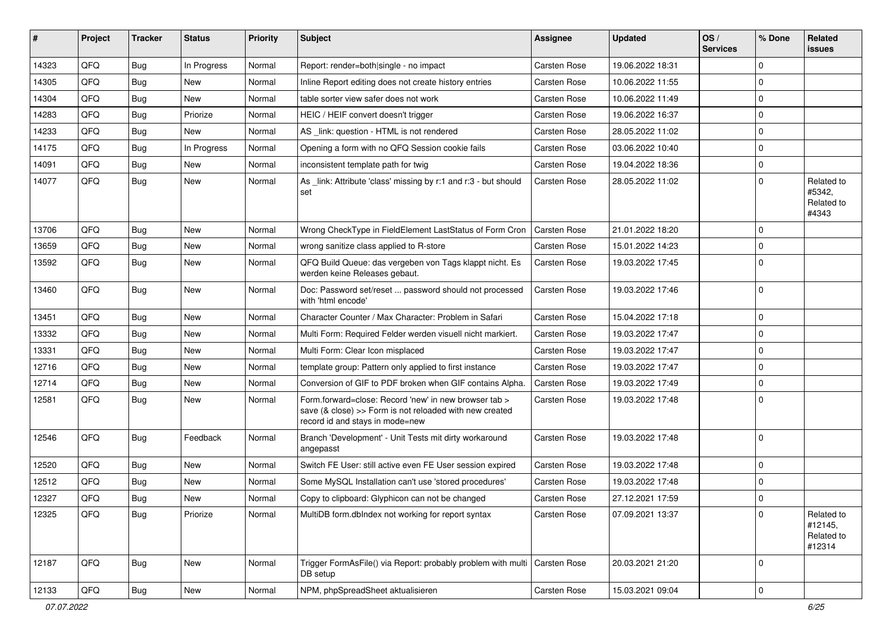| # | Project | Tracker | Status | Priority | Subject | Assignee | Updated | OS / Services | % Done | Related issues |
|---|---|---|---|---|---|---|---|---|---|---|
| 14323 | QFQ | Bug | In Progress | Normal | Report: render=both\|single - no impact | Carsten Rose | 19.06.2022 18:31 | | 0 | |
| 14305 | QFQ | Bug | New | Normal | Inline Report editing does not create history entries | Carsten Rose | 10.06.2022 11:55 | | 0 | |
| 14304 | QFQ | Bug | New | Normal | table sorter view safer does not work | Carsten Rose | 10.06.2022 11:49 | | 0 | |
| 14283 | QFQ | Bug | Priorize | Normal | HEIC / HEIF convert doesn't trigger | Carsten Rose | 19.06.2022 16:37 | | 0 | |
| 14233 | QFQ | Bug | New | Normal | AS _link: question - HTML is not rendered | Carsten Rose | 28.05.2022 11:02 | | 0 | |
| 14175 | QFQ | Bug | In Progress | Normal | Opening a form with no QFQ Session cookie fails | Carsten Rose | 03.06.2022 10:40 | | 0 | |
| 14091 | QFQ | Bug | New | Normal | inconsistent template path for twig | Carsten Rose | 19.04.2022 18:36 | | 0 | |
| 14077 | QFQ | Bug | New | Normal | As _link: Attribute 'class' missing by r:1 and r:3 - but should set | Carsten Rose | 28.05.2022 11:02 | | 0 | Related to #5342, Related to #4343 |
| 13706 | QFQ | Bug | New | Normal | Wrong CheckType in FieldElement LastStatus of Form Cron | Carsten Rose | 21.01.2022 18:20 | | 0 | |
| 13659 | QFQ | Bug | New | Normal | wrong sanitize class applied to R-store | Carsten Rose | 15.01.2022 14:23 | | 0 | |
| 13592 | QFQ | Bug | New | Normal | QFQ Build Queue: das vergeben von Tags klappt nicht. Es werden keine Releases gebaut. | Carsten Rose | 19.03.2022 17:45 | | 0 | |
| 13460 | QFQ | Bug | New | Normal | Doc: Password set/reset ... password should not processed with 'html encode' | Carsten Rose | 19.03.2022 17:46 | | 0 | |
| 13451 | QFQ | Bug | New | Normal | Character Counter / Max Character: Problem in Safari | Carsten Rose | 15.04.2022 17:18 | | 0 | |
| 13332 | QFQ | Bug | New | Normal | Multi Form: Required Felder werden visuell nicht markiert. | Carsten Rose | 19.03.2022 17:47 | | 0 | |
| 13331 | QFQ | Bug | New | Normal | Multi Form: Clear Icon misplaced | Carsten Rose | 19.03.2022 17:47 | | 0 | |
| 12716 | QFQ | Bug | New | Normal | template group: Pattern only applied to first instance | Carsten Rose | 19.03.2022 17:47 | | 0 | |
| 12714 | QFQ | Bug | New | Normal | Conversion of GIF to PDF broken when GIF contains Alpha. | Carsten Rose | 19.03.2022 17:49 | | 0 | |
| 12581 | QFQ | Bug | New | Normal | Form.forward=close: Record 'new' in new browser tab > save (& close) >> Form is not reloaded with new created record id and stays in mode=new | Carsten Rose | 19.03.2022 17:48 | | 0 | |
| 12546 | QFQ | Bug | Feedback | Normal | Branch 'Development' - Unit Tests mit dirty workaround angepasst | Carsten Rose | 19.03.2022 17:48 | | 0 | |
| 12520 | QFQ | Bug | New | Normal | Switch FE User: still active even FE User session expired | Carsten Rose | 19.03.2022 17:48 | | 0 | |
| 12512 | QFQ | Bug | New | Normal | Some MySQL Installation can't use 'stored procedures' | Carsten Rose | 19.03.2022 17:48 | | 0 | |
| 12327 | QFQ | Bug | New | Normal | Copy to clipboard: Glyphicon can not be changed | Carsten Rose | 27.12.2021 17:59 | | 0 | |
| 12325 | QFQ | Bug | Priorize | Normal | MultiDB form.dbIndex not working for report syntax | Carsten Rose | 07.09.2021 13:37 | | 0 | Related to #12145, Related to #12314 |
| 12187 | QFQ | Bug | New | Normal | Trigger FormAsFile() via Report: probably problem with multi DB setup | Carsten Rose | 20.03.2021 21:20 | | 0 | |
| 12133 | QFQ | Bug | New | Normal | NPM, phpSpreadSheet aktualisieren | Carsten Rose | 15.03.2021 09:04 | | 0 | |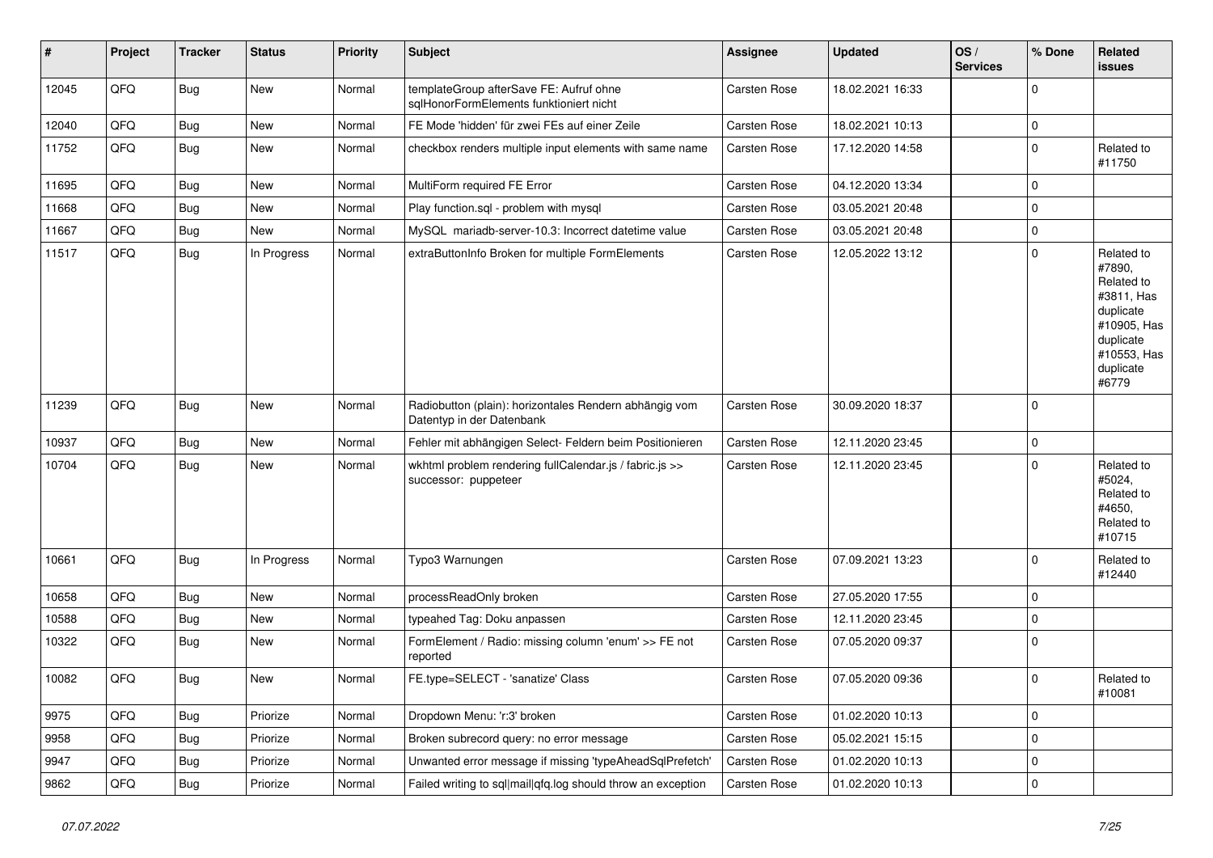| # | Project | Tracker | Status | Priority | Subject | Assignee | Updated | OS / Services | % Done | Related issues |
|---|---|---|---|---|---|---|---|---|---|---|
| 12045 | QFQ | Bug | New | Normal | templateGroup afterSave FE: Aufruf ohne sqlHonorFormElements funktioniert nicht | Carsten Rose | 18.02.2021 16:33 | | 0 | |
| 12040 | QFQ | Bug | New | Normal | FE Mode 'hidden' für zwei FEs auf einer Zeile | Carsten Rose | 18.02.2021 10:13 | | 0 | |
| 11752 | QFQ | Bug | New | Normal | checkbox renders multiple input elements with same name | Carsten Rose | 17.12.2020 14:58 | | 0 | Related to #11750 |
| 11695 | QFQ | Bug | New | Normal | MultiForm required FE Error | Carsten Rose | 04.12.2020 13:34 | | 0 | |
| 11668 | QFQ | Bug | New | Normal | Play function.sql - problem with mysql | Carsten Rose | 03.05.2021 20:48 | | 0 | |
| 11667 | QFQ | Bug | New | Normal | MySQL mariadb-server-10.3: Incorrect datetime value | Carsten Rose | 03.05.2021 20:48 | | 0 | |
| 11517 | QFQ | Bug | In Progress | Normal | extraButtonInfo Broken for multiple FormElements | Carsten Rose | 12.05.2022 13:12 | | 0 | Related to #7890, Related to #3811, Has duplicate #10905, Has duplicate #10553, Has duplicate #6779 |
| 11239 | QFQ | Bug | New | Normal | Radiobutton (plain): horizontales Rendern abhängig vom Datentyp in der Datenbank | Carsten Rose | 30.09.2020 18:37 | | 0 | |
| 10937 | QFQ | Bug | New | Normal | Fehler mit abhängigen Select- Feldern beim Positionieren | Carsten Rose | 12.11.2020 23:45 | | 0 | |
| 10704 | QFQ | Bug | New | Normal | wkhtml problem rendering fullCalendar.js / fabric.js >> successor: puppeteer | Carsten Rose | 12.11.2020 23:45 | | 0 | Related to #5024, Related to #4650, Related to #10715 |
| 10661 | QFQ | Bug | In Progress | Normal | Typo3 Warnungen | Carsten Rose | 07.09.2021 13:23 | | 0 | Related to #12440 |
| 10658 | QFQ | Bug | New | Normal | processReadOnly broken | Carsten Rose | 27.05.2020 17:55 | | 0 | |
| 10588 | QFQ | Bug | New | Normal | typeahed Tag: Doku anpassen | Carsten Rose | 12.11.2020 23:45 | | 0 | |
| 10322 | QFQ | Bug | New | Normal | FormElement / Radio: missing column 'enum' >> FE not reported | Carsten Rose | 07.05.2020 09:37 | | 0 | |
| 10082 | QFQ | Bug | New | Normal | FE.type=SELECT - 'sanatize' Class | Carsten Rose | 07.05.2020 09:36 | | 0 | Related to #10081 |
| 9975 | QFQ | Bug | Priorize | Normal | Dropdown Menu: 'r:3' broken | Carsten Rose | 01.02.2020 10:13 | | 0 | |
| 9958 | QFQ | Bug | Priorize | Normal | Broken subrecord query: no error message | Carsten Rose | 05.02.2021 15:15 | | 0 | |
| 9947 | QFQ | Bug | Priorize | Normal | Unwanted error message if missing 'typeAheadSqlPrefetch' | Carsten Rose | 01.02.2020 10:13 | | 0 | |
| 9862 | QFQ | Bug | Priorize | Normal | Failed writing to sql\|mail\|qfq.log should throw an exception | Carsten Rose | 01.02.2020 10:13 | | 0 | |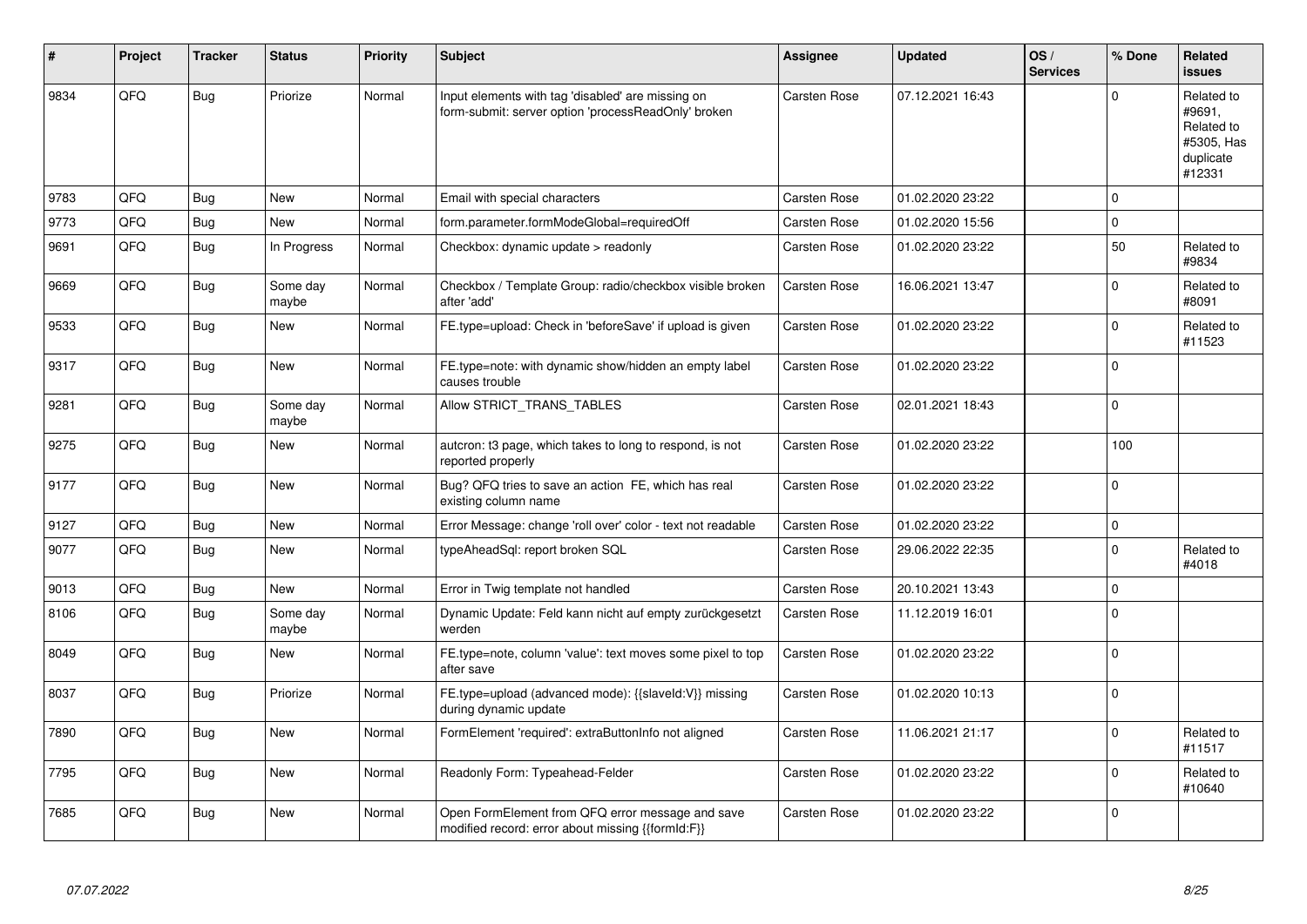| # | Project | Tracker | Status | Priority | Subject | Assignee | Updated | OS / Services | % Done | Related issues |
|---|---|---|---|---|---|---|---|---|---|---|
| 9834 | QFQ | Bug | Priorize | Normal | Input elements with tag 'disabled' are missing on form-submit: server option 'processReadOnly' broken | Carsten Rose | 07.12.2021 16:43 | | 0 | Related to #9691, Related to #5305, Has duplicate #12331 |
| 9783 | QFQ | Bug | New | Normal | Email with special characters | Carsten Rose | 01.02.2020 23:22 | | 0 | |
| 9773 | QFQ | Bug | New | Normal | form.parameter.formModeGlobal=requiredOff | Carsten Rose | 01.02.2020 15:56 | | 0 | |
| 9691 | QFQ | Bug | In Progress | Normal | Checkbox: dynamic update > readonly | Carsten Rose | 01.02.2020 23:22 | | 50 | Related to #9834 |
| 9669 | QFQ | Bug | Some day maybe | Normal | Checkbox / Template Group: radio/checkbox visible broken after 'add' | Carsten Rose | 16.06.2021 13:47 | | 0 | Related to #8091 |
| 9533 | QFQ | Bug | New | Normal | FE.type=upload: Check in 'beforeSave' if upload is given | Carsten Rose | 01.02.2020 23:22 | | 0 | Related to #11523 |
| 9317 | QFQ | Bug | New | Normal | FE.type=note: with dynamic show/hidden an empty label causes trouble | Carsten Rose | 01.02.2020 23:22 | | 0 | |
| 9281 | QFQ | Bug | Some day maybe | Normal | Allow STRICT_TRANS_TABLES | Carsten Rose | 02.01.2021 18:43 | | 0 | |
| 9275 | QFQ | Bug | New | Normal | autcron: t3 page, which takes to long to respond, is not reported properly | Carsten Rose | 01.02.2020 23:22 | | 100 | |
| 9177 | QFQ | Bug | New | Normal | Bug? QFQ tries to save an action FE, which has real existing column name | Carsten Rose | 01.02.2020 23:22 | | 0 | |
| 9127 | QFQ | Bug | New | Normal | Error Message: change 'roll over' color - text not readable | Carsten Rose | 01.02.2020 23:22 | | 0 | |
| 9077 | QFQ | Bug | New | Normal | typeAheadSql: report broken SQL | Carsten Rose | 29.06.2022 22:35 | | 0 | Related to #4018 |
| 9013 | QFQ | Bug | New | Normal | Error in Twig template not handled | Carsten Rose | 20.10.2021 13:43 | | 0 | |
| 8106 | QFQ | Bug | Some day maybe | Normal | Dynamic Update: Feld kann nicht auf empty zurückgesetzt werden | Carsten Rose | 11.12.2019 16:01 | | 0 | |
| 8049 | QFQ | Bug | New | Normal | FE.type=note, column 'value': text moves some pixel to top after save | Carsten Rose | 01.02.2020 23:22 | | 0 | |
| 8037 | QFQ | Bug | Priorize | Normal | FE.type=upload (advanced mode): {{slaveId:V}} missing during dynamic update | Carsten Rose | 01.02.2020 10:13 | | 0 | |
| 7890 | QFQ | Bug | New | Normal | FormElement 'required': extraButtonInfo not aligned | Carsten Rose | 11.06.2021 21:17 | | 0 | Related to #11517 |
| 7795 | QFQ | Bug | New | Normal | Readonly Form: Typeahead-Felder | Carsten Rose | 01.02.2020 23:22 | | 0 | Related to #10640 |
| 7685 | QFQ | Bug | New | Normal | Open FormElement from QFQ error message and save modified record: error about missing {{formId:F}} | Carsten Rose | 01.02.2020 23:22 | | 0 | |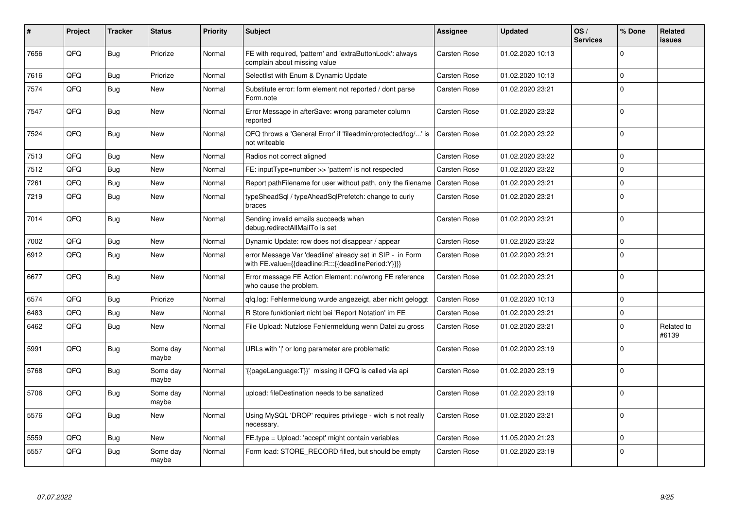| # | Project | Tracker | Status | Priority | Subject | Assignee | Updated | OS / Services | % Done | Related issues |
|---|---|---|---|---|---|---|---|---|---|---|
| 7656 | QFQ | Bug | Priorize | Normal | FE with required, 'pattern' and 'extraButtonLock': always complain about missing value | Carsten Rose | 01.02.2020 10:13 | | 0 | |
| 7616 | QFQ | Bug | Priorize | Normal | Selectlist with Enum & Dynamic Update | Carsten Rose | 01.02.2020 10:13 | | 0 | |
| 7574 | QFQ | Bug | New | Normal | Substitute error: form element not reported / dont parse Form.note | Carsten Rose | 01.02.2020 23:21 | | 0 | |
| 7547 | QFQ | Bug | New | Normal | Error Message in afterSave: wrong parameter column reported | Carsten Rose | 01.02.2020 23:22 | | 0 | |
| 7524 | QFQ | Bug | New | Normal | QFQ throws a 'General Error' if 'fileadmin/protected/log/...' is not writeable | Carsten Rose | 01.02.2020 23:22 | | 0 | |
| 7513 | QFQ | Bug | New | Normal | Radios not correct aligned | Carsten Rose | 01.02.2020 23:22 | | 0 | |
| 7512 | QFQ | Bug | New | Normal | FE: inputType=number >> 'pattern' is not respected | Carsten Rose | 01.02.2020 23:22 | | 0 | |
| 7261 | QFQ | Bug | New | Normal | Report pathFilename for user without path, only the filename | Carsten Rose | 01.02.2020 23:21 | | 0 | |
| 7219 | QFQ | Bug | New | Normal | typeSheadSql / typeAheadSqlPrefetch: change to curly braces | Carsten Rose | 01.02.2020 23:21 | | 0 | |
| 7014 | QFQ | Bug | New | Normal | Sending invalid emails succeeds when debug.redirectAllMailTo is set | Carsten Rose | 01.02.2020 23:21 | | 0 | |
| 7002 | QFQ | Bug | New | Normal | Dynamic Update: row does not disappear / appear | Carsten Rose | 01.02.2020 23:22 | | 0 | |
| 6912 | QFQ | Bug | New | Normal | error Message Var 'deadline' already set in SIP - in Form with FE.value={{deadline:R:::{{deadlinePeriod:Y}}}} | Carsten Rose | 01.02.2020 23:21 | | 0 | |
| 6677 | QFQ | Bug | New | Normal | Error message FE Action Element: no/wrong FE reference who cause the problem. | Carsten Rose | 01.02.2020 23:21 | | 0 | |
| 6574 | QFQ | Bug | Priorize | Normal | qfq.log: Fehlermeldung wurde angezeigt, aber nicht geloggt | Carsten Rose | 01.02.2020 10:13 | | 0 | |
| 6483 | QFQ | Bug | New | Normal | R Store funktioniert nicht bei 'Report Notation' im FE | Carsten Rose | 01.02.2020 23:21 | | 0 | |
| 6462 | QFQ | Bug | New | Normal | File Upload: Nutzlose Fehlermeldung wenn Datei zu gross | Carsten Rose | 01.02.2020 23:21 | | 0 | Related to #6139 |
| 5991 | QFQ | Bug | Some day maybe | Normal | URLs with '\|' or long parameter are problematic | Carsten Rose | 01.02.2020 23:19 | | 0 | |
| 5768 | QFQ | Bug | Some day maybe | Normal | '{{pageLanguage:T}}' missing if QFQ is called via api | Carsten Rose | 01.02.2020 23:19 | | 0 | |
| 5706 | QFQ | Bug | Some day maybe | Normal | upload: fileDestination needs to be sanatized | Carsten Rose | 01.02.2020 23:19 | | 0 | |
| 5576 | QFQ | Bug | New | Normal | Using MySQL 'DROP' requires privilege - wich is not really necessary. | Carsten Rose | 01.02.2020 23:21 | | 0 | |
| 5559 | QFQ | Bug | New | Normal | FE.type = Upload: 'accept' might contain variables | Carsten Rose | 11.05.2020 21:23 | | 0 | |
| 5557 | QFQ | Bug | Some day maybe | Normal | Form load: STORE_RECORD filled, but should be empty | Carsten Rose | 01.02.2020 23:19 | | 0 | |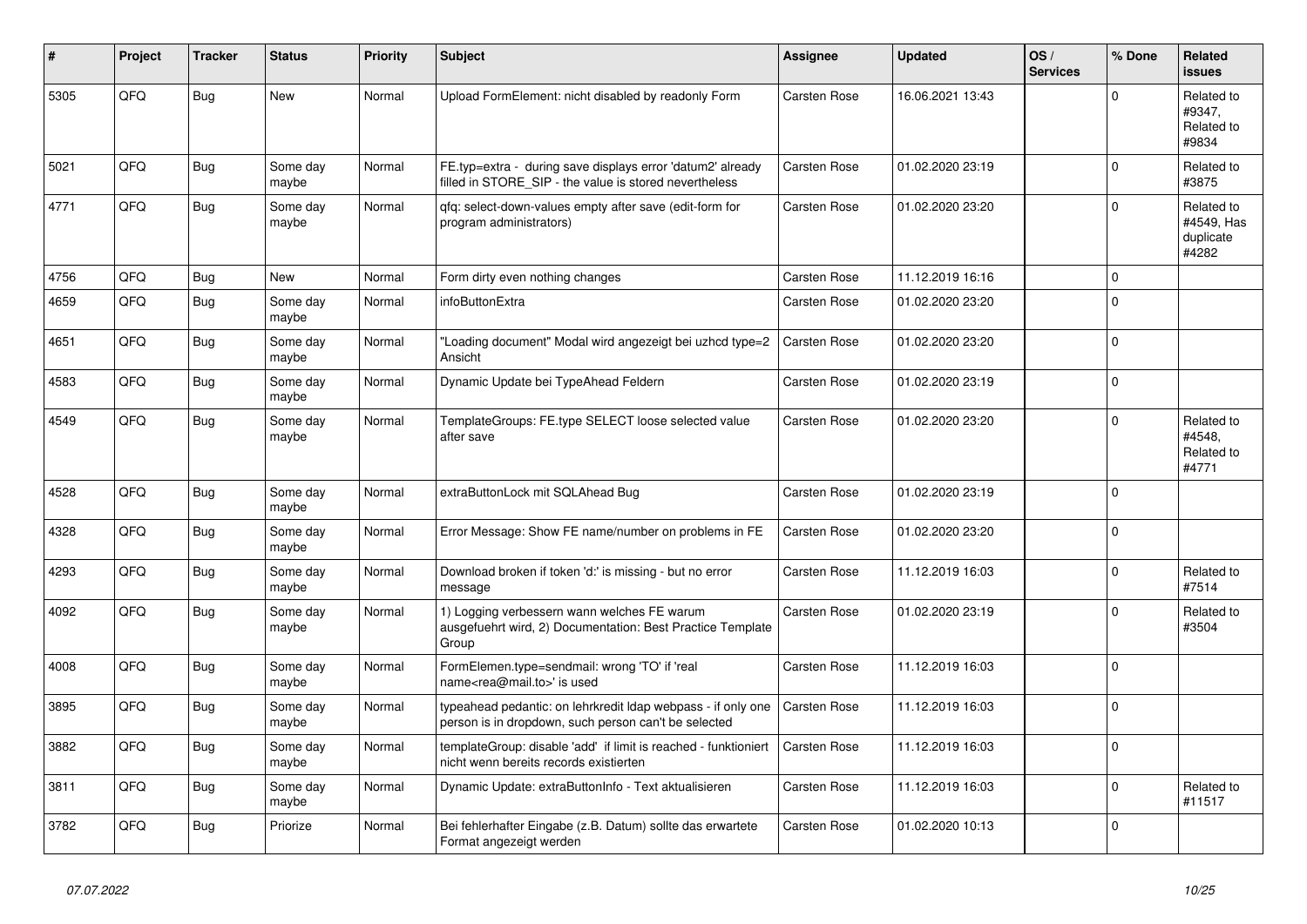| # | Project | Tracker | Status | Priority | Subject | Assignee | Updated | OS / Services | % Done | Related issues |
|---|---|---|---|---|---|---|---|---|---|---|
| 5305 | QFQ | Bug | New | Normal | Upload FormElement: nicht disabled by readonly Form | Carsten Rose | 16.06.2021 13:43 | | 0 | Related to #9347, Related to #9834 |
| 5021 | QFQ | Bug | Some day maybe | Normal | FE.typ=extra - during save displays error 'datum2' already filled in STORE_SIP - the value is stored nevertheless | Carsten Rose | 01.02.2020 23:19 | | 0 | Related to #3875 |
| 4771 | QFQ | Bug | Some day maybe | Normal | qfq: select-down-values empty after save (edit-form for program administrators) | Carsten Rose | 01.02.2020 23:20 | | 0 | Related to #4549, Has duplicate #4282 |
| 4756 | QFQ | Bug | New | Normal | Form dirty even nothing changes | Carsten Rose | 11.12.2019 16:16 | | 0 | |
| 4659 | QFQ | Bug | Some day maybe | Normal | infoButtonExtra | Carsten Rose | 01.02.2020 23:20 | | 0 | |
| 4651 | QFQ | Bug | Some day maybe | Normal | "Loading document" Modal wird angezeigt bei uzhcd type=2 Ansicht | Carsten Rose | 01.02.2020 23:20 | | 0 | |
| 4583 | QFQ | Bug | Some day maybe | Normal | Dynamic Update bei TypeAhead Feldern | Carsten Rose | 01.02.2020 23:19 | | 0 | |
| 4549 | QFQ | Bug | Some day maybe | Normal | TemplateGroups: FE.type SELECT loose selected value after save | Carsten Rose | 01.02.2020 23:20 | | 0 | Related to #4548, Related to #4771 |
| 4528 | QFQ | Bug | Some day maybe | Normal | extraButtonLock mit SQLAhead Bug | Carsten Rose | 01.02.2020 23:19 | | 0 | |
| 4328 | QFQ | Bug | Some day maybe | Normal | Error Message: Show FE name/number on problems in FE | Carsten Rose | 01.02.2020 23:20 | | 0 | |
| 4293 | QFQ | Bug | Some day maybe | Normal | Download broken if token 'd:' is missing - but no error message | Carsten Rose | 11.12.2019 16:03 | | 0 | Related to #7514 |
| 4092 | QFQ | Bug | Some day maybe | Normal | 1) Logging verbessern wann welches FE warum ausgefuehrt wird, 2) Documentation: Best Practice Template Group | Carsten Rose | 01.02.2020 23:19 | | 0 | Related to #3504 |
| 4008 | QFQ | Bug | Some day maybe | Normal | FormElemen.type=sendmail: wrong 'TO' if 'real name<rea@mail.to>' is used | Carsten Rose | 11.12.2019 16:03 | | 0 | |
| 3895 | QFQ | Bug | Some day maybe | Normal | typeahead pedantic: on lehrkredit ldap webpass - if only one person is in dropdown, such person can't be selected | Carsten Rose | 11.12.2019 16:03 | | 0 | |
| 3882 | QFQ | Bug | Some day maybe | Normal | templateGroup: disable 'add' if limit is reached - funktioniert nicht wenn bereits records existierten | Carsten Rose | 11.12.2019 16:03 | | 0 | |
| 3811 | QFQ | Bug | Some day maybe | Normal | Dynamic Update: extraButtonInfo - Text aktualisieren | Carsten Rose | 11.12.2019 16:03 | | 0 | Related to #11517 |
| 3782 | QFQ | Bug | Priorize | Normal | Bei fehlerhafter Eingabe (z.B. Datum) sollte das erwartete Format angezeigt werden | Carsten Rose | 01.02.2020 10:13 | | 0 | |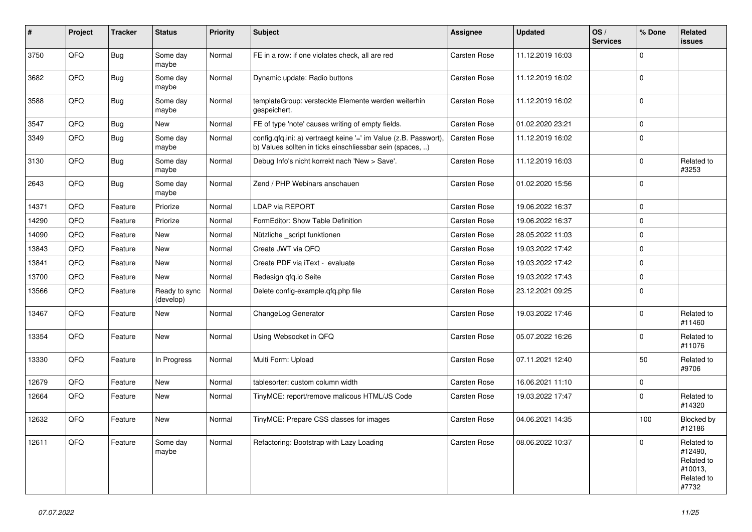| # | Project | Tracker | Status | Priority | Subject | Assignee | Updated | OS / Services | % Done | Related issues |
|---|---|---|---|---|---|---|---|---|---|---|
| 3750 | QFQ | Bug | Some day maybe | Normal | FE in a row: if one violates check, all are red | Carsten Rose | 11.12.2019 16:03 | | 0 | |
| 3682 | QFQ | Bug | Some day maybe | Normal | Dynamic update: Radio buttons | Carsten Rose | 11.12.2019 16:02 | | 0 | |
| 3588 | QFQ | Bug | Some day maybe | Normal | templateGroup: versteckte Elemente werden weiterhin gespeichert. | Carsten Rose | 11.12.2019 16:02 | | 0 | |
| 3547 | QFQ | Bug | New | Normal | FE of type 'note' causes writing of empty fields. | Carsten Rose | 01.02.2020 23:21 | | 0 | |
| 3349 | QFQ | Bug | Some day maybe | Normal | config.qfq.ini: a) vertraegt keine '=' im Value (z.B. Passwort), b) Values sollten in ticks einschliessbar sein (spaces, ..) | Carsten Rose | 11.12.2019 16:02 | | 0 | |
| 3130 | QFQ | Bug | Some day maybe | Normal | Debug Info's nicht korrekt nach 'New > Save'. | Carsten Rose | 11.12.2019 16:03 | | 0 | Related to #3253 |
| 2643 | QFQ | Bug | Some day maybe | Normal | Zend / PHP Webinars anschauen | Carsten Rose | 01.02.2020 15:56 | | 0 | |
| 14371 | QFQ | Feature | Priorize | Normal | LDAP via REPORT | Carsten Rose | 19.06.2022 16:37 | | 0 | |
| 14290 | QFQ | Feature | Priorize | Normal | FormEditor: Show Table Definition | Carsten Rose | 19.06.2022 16:37 | | 0 | |
| 14090 | QFQ | Feature | New | Normal | Nützliche _script funktionen | Carsten Rose | 28.05.2022 11:03 | | 0 | |
| 13843 | QFQ | Feature | New | Normal | Create JWT via QFQ | Carsten Rose | 19.03.2022 17:42 | | 0 | |
| 13841 | QFQ | Feature | New | Normal | Create PDF via iText - evaluate | Carsten Rose | 19.03.2022 17:42 | | 0 | |
| 13700 | QFQ | Feature | New | Normal | Redesign qfq.io Seite | Carsten Rose | 19.03.2022 17:43 | | 0 | |
| 13566 | QFQ | Feature | Ready to sync (develop) | Normal | Delete config-example.qfq.php file | Carsten Rose | 23.12.2021 09:25 | | 0 | |
| 13467 | QFQ | Feature | New | Normal | ChangeLog Generator | Carsten Rose | 19.03.2022 17:46 | | 0 | Related to #11460 |
| 13354 | QFQ | Feature | New | Normal | Using Websocket in QFQ | Carsten Rose | 05.07.2022 16:26 | | 0 | Related to #11076 |
| 13330 | QFQ | Feature | In Progress | Normal | Multi Form: Upload | Carsten Rose | 07.11.2021 12:40 | | 50 | Related to #9706 |
| 12679 | QFQ | Feature | New | Normal | tablesorter: custom column width | Carsten Rose | 16.06.2021 11:10 | | 0 | |
| 12664 | QFQ | Feature | New | Normal | TinyMCE: report/remove malicous HTML/JS Code | Carsten Rose | 19.03.2022 17:47 | | 0 | Related to #14320 |
| 12632 | QFQ | Feature | New | Normal | TinyMCE: Prepare CSS classes for images | Carsten Rose | 04.06.2021 14:35 | | 100 | Blocked by #12186 |
| 12611 | QFQ | Feature | Some day maybe | Normal | Refactoring: Bootstrap with Lazy Loading | Carsten Rose | 08.06.2022 10:37 | | 0 | Related to #12490, Related to #10013, Related to #7732 |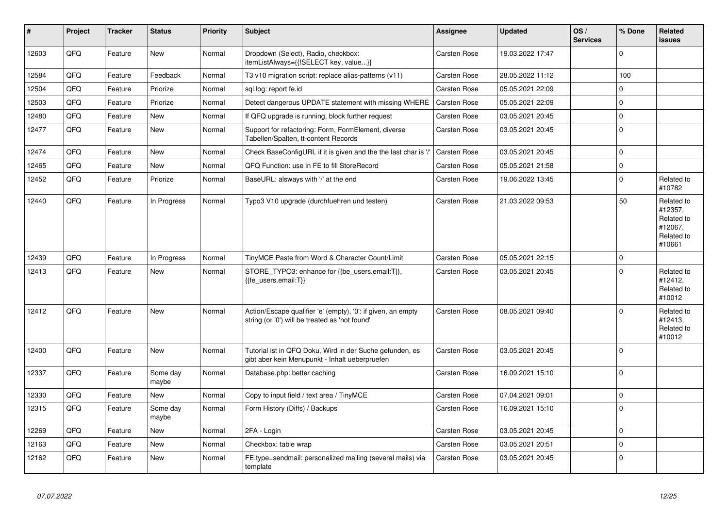| # | Project | Tracker | Status | Priority | Subject | Assignee | Updated | OS / Services | % Done | Related issues |
|---|---|---|---|---|---|---|---|---|---|---|
| 12603 | QFQ | Feature | New | Normal | Dropdown (Select), Radio, checkbox: itemListAlways={{!SELECT key, value...}} | Carsten Rose | 19.03.2022 17:47 | | 0 | |
| 12584 | QFQ | Feature | Feedback | Normal | T3 v10 migration script: replace alias-patterns (v11) | Carsten Rose | 28.05.2022 11:12 | | 100 | |
| 12504 | QFQ | Feature | Priorize | Normal | sql.log: report fe.id | Carsten Rose | 05.05.2021 22:09 | | 0 | |
| 12503 | QFQ | Feature | Priorize | Normal | Detect dangerous UPDATE statement with missing WHERE | Carsten Rose | 05.05.2021 22:09 | | 0 | |
| 12480 | QFQ | Feature | New | Normal | If QFQ upgrade is running, block further request | Carsten Rose | 03.05.2021 20:45 | | 0 | |
| 12477 | QFQ | Feature | New | Normal | Support for refactoring: Form, FormElement, diverse Tabellen/Spalten, tt-content Records | Carsten Rose | 03.05.2021 20:45 | | 0 | |
| 12474 | QFQ | Feature | New | Normal | Check BaseConfigURL if it is given and the the last char is '/' | Carsten Rose | 03.05.2021 20:45 | | 0 | |
| 12465 | QFQ | Feature | New | Normal | QFQ Function: use in FE to fill StoreRecord | Carsten Rose | 05.05.2021 21:58 | | 0 | |
| 12452 | QFQ | Feature | Priorize | Normal | BaseURL: alsways with '/' at the end | Carsten Rose | 19.06.2022 13:45 | | 0 | Related to #10782 |
| 12440 | QFQ | Feature | In Progress | Normal | Typo3 V10 upgrade (durchfuehren und testen) | Carsten Rose | 21.03.2022 09:53 | | 50 | Related to #12357, Related to #12067, Related to #10661 |
| 12439 | QFQ | Feature | In Progress | Normal | TinyMCE Paste from Word & Character Count/Limit | Carsten Rose | 05.05.2021 22:15 | | 0 | |
| 12413 | QFQ | Feature | New | Normal | STORE_TYPO3: enhance for {{be_users.email:T}}, {{fe_users.email:T}} | Carsten Rose | 03.05.2021 20:45 | | 0 | Related to #12412, Related to #10012 |
| 12412 | QFQ | Feature | New | Normal | Action/Escape qualifier 'e' (empty), '0': if given, an empty string (or '0') will be treated as 'not found' | Carsten Rose | 08.05.2021 09:40 | | 0 | Related to #12413, Related to #10012 |
| 12400 | QFQ | Feature | New | Normal | Tutorial ist in QFQ Doku, Wird in der Suche gefunden, es gibt aber kein Menupunkt - Inhalt ueberpruefen | Carsten Rose | 03.05.2021 20:45 | | 0 | |
| 12337 | QFQ | Feature | Some day maybe | Normal | Database.php: better caching | Carsten Rose | 16.09.2021 15:10 | | 0 | |
| 12330 | QFQ | Feature | New | Normal | Copy to input field / text area / TinyMCE | Carsten Rose | 07.04.2021 09:01 | | 0 | |
| 12315 | QFQ | Feature | Some day maybe | Normal | Form History (Diffs) / Backups | Carsten Rose | 16.09.2021 15:10 | | 0 | |
| 12269 | QFQ | Feature | New | Normal | 2FA - Login | Carsten Rose | 03.05.2021 20:45 | | 0 | |
| 12163 | QFQ | Feature | New | Normal | Checkbox: table wrap | Carsten Rose | 03.05.2021 20:51 | | 0 | |
| 12162 | QFQ | Feature | New | Normal | FE.type=sendmail: personalized mailing (several mails) via template | Carsten Rose | 03.05.2021 20:45 | | 0 | |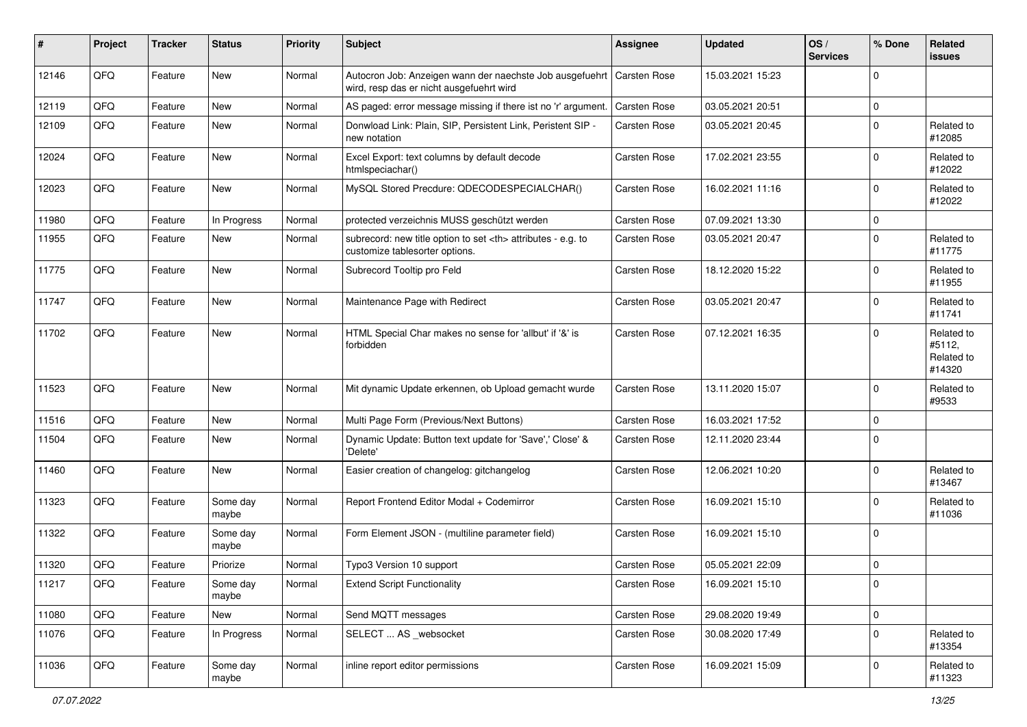| # | Project | Tracker | Status | Priority | Subject | Assignee | Updated | OS / Services | % Done | Related issues |
|---|---|---|---|---|---|---|---|---|---|---|
| 12146 | QFQ | Feature | New | Normal | Autocron Job: Anzeigen wann der naechste Job ausgefuehrt wird, resp das er nicht ausgefuehrt wird | Carsten Rose | 15.03.2021 15:23 | | 0 | |
| 12119 | QFQ | Feature | New | Normal | AS paged: error message missing if there ist no 'r' argument. | Carsten Rose | 03.05.2021 20:51 | | 0 | |
| 12109 | QFQ | Feature | New | Normal | Donwload Link: Plain, SIP, Persistent Link, Peristent SIP - new notation | Carsten Rose | 03.05.2021 20:45 | | 0 | Related to #12085 |
| 12024 | QFQ | Feature | New | Normal | Excel Export: text columns by default decode htmlspeciachar() | Carsten Rose | 17.02.2021 23:55 | | 0 | Related to #12022 |
| 12023 | QFQ | Feature | New | Normal | MySQL Stored Precdure: QDECODESPECIALCHAR() | Carsten Rose | 16.02.2021 11:16 | | 0 | Related to #12022 |
| 11980 | QFQ | Feature | In Progress | Normal | protected verzeichnis MUSS geschützt werden | Carsten Rose | 07.09.2021 13:30 | | 0 | |
| 11955 | QFQ | Feature | New | Normal | subrecord: new title option to set <th> attributes - e.g. to customize tablesorter options. | Carsten Rose | 03.05.2021 20:47 | | 0 | Related to #11775 |
| 11775 | QFQ | Feature | New | Normal | Subrecord Tooltip pro Feld | Carsten Rose | 18.12.2020 15:22 | | 0 | Related to #11955 |
| 11747 | QFQ | Feature | New | Normal | Maintenance Page with Redirect | Carsten Rose | 03.05.2021 20:47 | | 0 | Related to #11741 |
| 11702 | QFQ | Feature | New | Normal | HTML Special Char makes no sense for 'allbut' if '&' is forbidden | Carsten Rose | 07.12.2021 16:35 | | 0 | Related to #5112, Related to #14320 |
| 11523 | QFQ | Feature | New | Normal | Mit dynamic Update erkennen, ob Upload gemacht wurde | Carsten Rose | 13.11.2020 15:07 | | 0 | Related to #9533 |
| 11516 | QFQ | Feature | New | Normal | Multi Page Form (Previous/Next Buttons) | Carsten Rose | 16.03.2021 17:52 | | 0 | |
| 11504 | QFQ | Feature | New | Normal | Dynamic Update: Button text update for 'Save',' Close' & 'Delete' | Carsten Rose | 12.11.2020 23:44 | | 0 | |
| 11460 | QFQ | Feature | New | Normal | Easier creation of changelog: gitchangelog | Carsten Rose | 12.06.2021 10:20 | | 0 | Related to #13467 |
| 11323 | QFQ | Feature | Some day maybe | Normal | Report Frontend Editor Modal + Codemirror | Carsten Rose | 16.09.2021 15:10 | | 0 | Related to #11036 |
| 11322 | QFQ | Feature | Some day maybe | Normal | Form Element JSON - (multiline parameter field) | Carsten Rose | 16.09.2021 15:10 | | 0 | |
| 11320 | QFQ | Feature | Priorize | Normal | Typo3 Version 10 support | Carsten Rose | 05.05.2021 22:09 | | 0 | |
| 11217 | QFQ | Feature | Some day maybe | Normal | Extend Script Functionality | Carsten Rose | 16.09.2021 15:10 | | 0 | |
| 11080 | QFQ | Feature | New | Normal | Send MQTT messages | Carsten Rose | 29.08.2020 19:49 | | 0 | |
| 11076 | QFQ | Feature | In Progress | Normal | SELECT ... AS _websocket | Carsten Rose | 30.08.2020 17:49 | | 0 | Related to #13354 |
| 11036 | QFQ | Feature | Some day maybe | Normal | inline report editor permissions | Carsten Rose | 16.09.2021 15:09 | | 0 | Related to #11323 |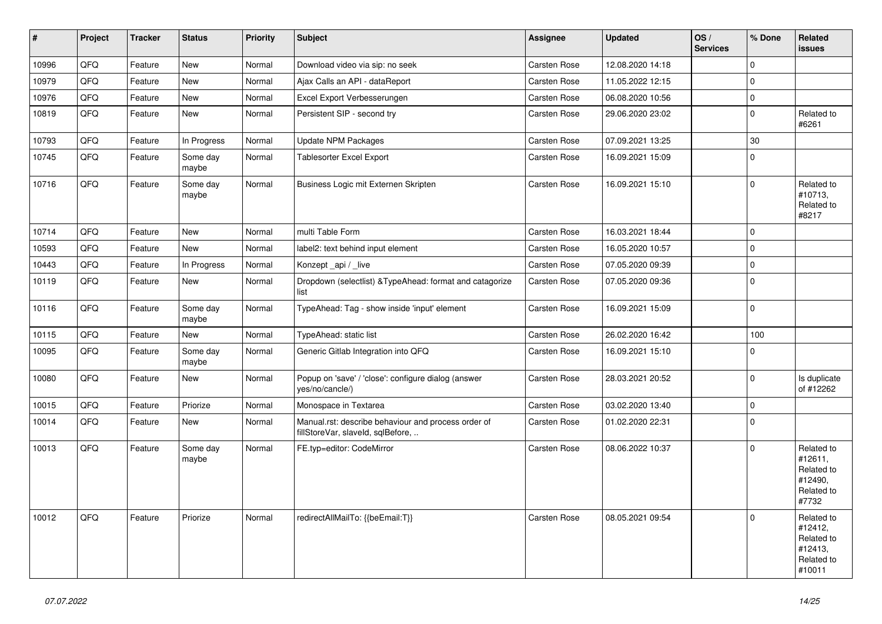| # | Project | Tracker | Status | Priority | Subject | Assignee | Updated | OS / Services | % Done | Related issues |
|---|---|---|---|---|---|---|---|---|---|---|
| 10996 | QFQ | Feature | New | Normal | Download video via sip: no seek | Carsten Rose | 12.08.2020 14:18 | | 0 | |
| 10979 | QFQ | Feature | New | Normal | Ajax Calls an API - dataReport | Carsten Rose | 11.05.2022 12:15 | | 0 | |
| 10976 | QFQ | Feature | New | Normal | Excel Export Verbesserungen | Carsten Rose | 06.08.2020 10:56 | | 0 | |
| 10819 | QFQ | Feature | New | Normal | Persistent SIP - second try | Carsten Rose | 29.06.2020 23:02 | | 0 | Related to #6261 |
| 10793 | QFQ | Feature | In Progress | Normal | Update NPM Packages | Carsten Rose | 07.09.2021 13:25 | | 30 | |
| 10745 | QFQ | Feature | Some day maybe | Normal | Tablesorter Excel Export | Carsten Rose | 16.09.2021 15:09 | | 0 | |
| 10716 | QFQ | Feature | Some day maybe | Normal | Business Logic mit Externen Skripten | Carsten Rose | 16.09.2021 15:10 | | 0 | Related to #10713, Related to #8217 |
| 10714 | QFQ | Feature | New | Normal | multi Table Form | Carsten Rose | 16.03.2021 18:44 | | 0 | |
| 10593 | QFQ | Feature | New | Normal | label2: text behind input element | Carsten Rose | 16.05.2020 10:57 | | 0 | |
| 10443 | QFQ | Feature | In Progress | Normal | Konzept _api / _live | Carsten Rose | 07.05.2020 09:39 | | 0 | |
| 10119 | QFQ | Feature | New | Normal | Dropdown (selectlist) &TypeAhead: format and catagorize list | Carsten Rose | 07.05.2020 09:36 | | 0 | |
| 10116 | QFQ | Feature | Some day maybe | Normal | TypeAhead: Tag - show inside 'input' element | Carsten Rose | 16.09.2021 15:09 | | 0 | |
| 10115 | QFQ | Feature | New | Normal | TypeAhead: static list | Carsten Rose | 26.02.2020 16:42 | | 100 | |
| 10095 | QFQ | Feature | Some day maybe | Normal | Generic Gitlab Integration into QFQ | Carsten Rose | 16.09.2021 15:10 | | 0 | |
| 10080 | QFQ | Feature | New | Normal | Popup on 'save' / 'close': configure dialog (answer yes/no/cancle/) | Carsten Rose | 28.03.2021 20:52 | | 0 | Is duplicate of #12262 |
| 10015 | QFQ | Feature | Priorize | Normal | Monospace in Textarea | Carsten Rose | 03.02.2020 13:40 | | 0 | |
| 10014 | QFQ | Feature | New | Normal | Manual.rst: describe behaviour and process order of fillStoreVar, slaveId, sqlBefore, .. | Carsten Rose | 01.02.2020 22:31 | | 0 | |
| 10013 | QFQ | Feature | Some day maybe | Normal | FE.typ=editor: CodeMirror | Carsten Rose | 08.06.2022 10:37 | | 0 | Related to #12611, Related to #12490, Related to #7732 |
| 10012 | QFQ | Feature | Priorize | Normal | redirectAllMailTo: {{beEmail:T}} | Carsten Rose | 08.05.2021 09:54 | | 0 | Related to #12412, Related to #12413, Related to #10011 |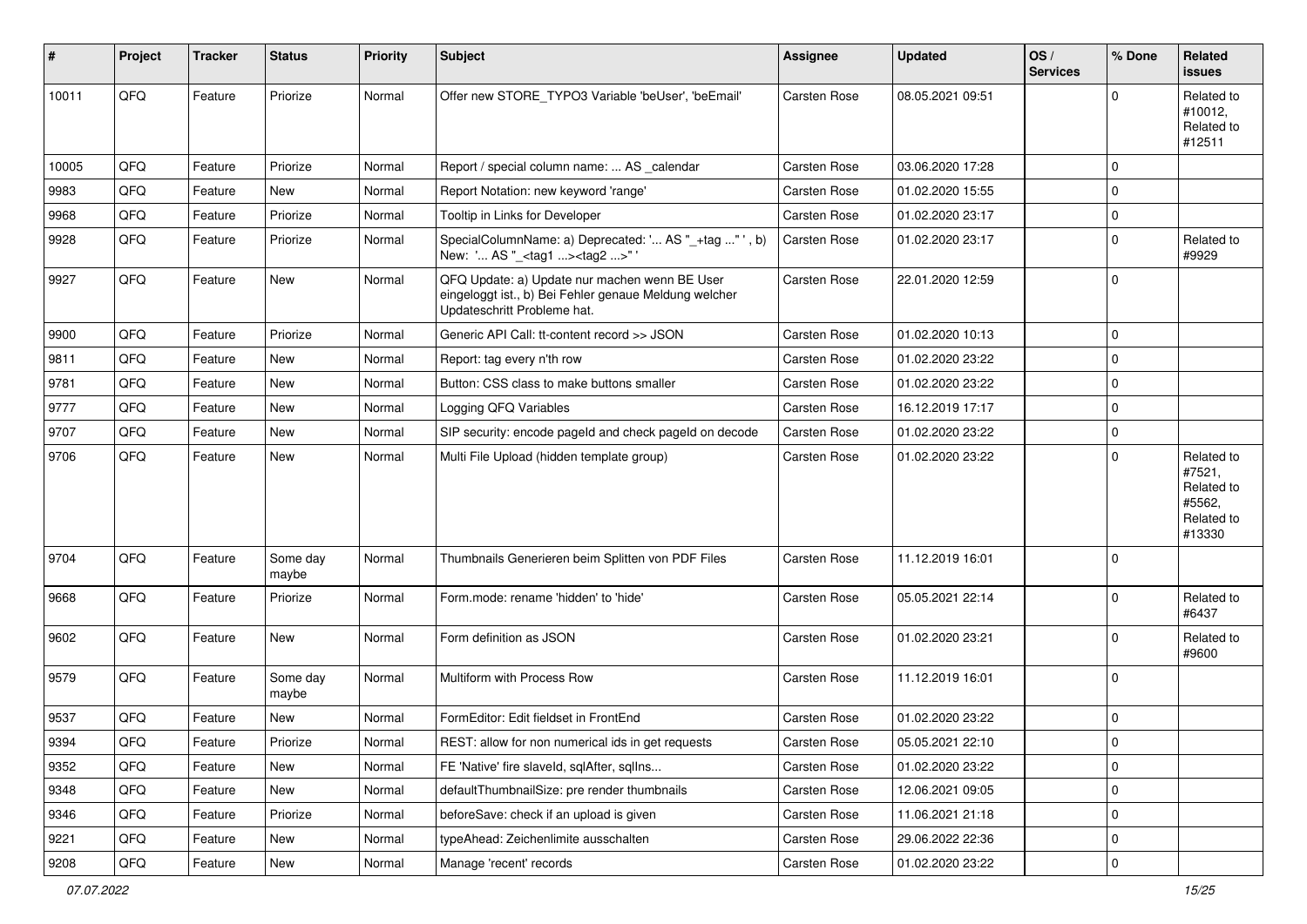| # | Project | Tracker | Status | Priority | Subject | Assignee | Updated | OS / Services | % Done | Related issues |
|---|---|---|---|---|---|---|---|---|---|---|
| 10011 | QFQ | Feature | Priorize | Normal | Offer new STORE_TYPO3 Variable 'beUser', 'beEmail' | Carsten Rose | 08.05.2021 09:51 | | 0 | Related to #10012, Related to #12511 |
| 10005 | QFQ | Feature | Priorize | Normal | Report / special column name: ... AS _calendar | Carsten Rose | 03.06.2020 17:28 | | 0 | |
| 9983 | QFQ | Feature | New | Normal | Report Notation: new keyword 'range' | Carsten Rose | 01.02.2020 15:55 | | 0 | |
| 9968 | QFQ | Feature | Priorize | Normal | Tooltip in Links for Developer | Carsten Rose | 01.02.2020 23:17 | | 0 | |
| 9928 | QFQ | Feature | Priorize | Normal | SpecialColumnName: a) Deprecated: '... AS "_+tag ..." ', b) New: '... AS "_<tag1 ...><tag2 ...>" ' | Carsten Rose | 01.02.2020 23:17 | | 0 | Related to #9929 |
| 9927 | QFQ | Feature | New | Normal | QFQ Update: a) Update nur machen wenn BE User eingeloggt ist., b) Bei Fehler genaue Meldung welcher Updateschritt Probleme hat. | Carsten Rose | 22.01.2020 12:59 | | 0 | |
| 9900 | QFQ | Feature | Priorize | Normal | Generic API Call: tt-content record >> JSON | Carsten Rose | 01.02.2020 10:13 | | 0 | |
| 9811 | QFQ | Feature | New | Normal | Report: tag every n'th row | Carsten Rose | 01.02.2020 23:22 | | 0 | |
| 9781 | QFQ | Feature | New | Normal | Button: CSS class to make buttons smaller | Carsten Rose | 01.02.2020 23:22 | | 0 | |
| 9777 | QFQ | Feature | New | Normal | Logging QFQ Variables | Carsten Rose | 16.12.2019 17:17 | | 0 | |
| 9707 | QFQ | Feature | New | Normal | SIP security: encode pageId and check pageId on decode | Carsten Rose | 01.02.2020 23:22 | | 0 | |
| 9706 | QFQ | Feature | New | Normal | Multi File Upload (hidden template group) | Carsten Rose | 01.02.2020 23:22 | | 0 | Related to #7521, Related to #5562, Related to #13330 |
| 9704 | QFQ | Feature | Some day maybe | Normal | Thumbnails Generieren beim Splitten von PDF Files | Carsten Rose | 11.12.2019 16:01 | | 0 | |
| 9668 | QFQ | Feature | Priorize | Normal | Form.mode: rename 'hidden' to 'hide' | Carsten Rose | 05.05.2021 22:14 | | 0 | Related to #6437 |
| 9602 | QFQ | Feature | New | Normal | Form definition as JSON | Carsten Rose | 01.02.2020 23:21 | | 0 | Related to #9600 |
| 9579 | QFQ | Feature | Some day maybe | Normal | Multiform with Process Row | Carsten Rose | 11.12.2019 16:01 | | 0 | |
| 9537 | QFQ | Feature | New | Normal | FormEditor: Edit fieldset in FrontEnd | Carsten Rose | 01.02.2020 23:22 | | 0 | |
| 9394 | QFQ | Feature | Priorize | Normal | REST: allow for non numerical ids in get requests | Carsten Rose | 05.05.2021 22:10 | | 0 | |
| 9352 | QFQ | Feature | New | Normal | FE 'Native' fire slaveId, sqlAfter, sqlIns... | Carsten Rose | 01.02.2020 23:22 | | 0 | |
| 9348 | QFQ | Feature | New | Normal | defaultThumbnailSize: pre render thumbnails | Carsten Rose | 12.06.2021 09:05 | | 0 | |
| 9346 | QFQ | Feature | Priorize | Normal | beforeSave: check if an upload is given | Carsten Rose | 11.06.2021 21:18 | | 0 | |
| 9221 | QFQ | Feature | New | Normal | typeAhead: Zeichenlimite ausschalten | Carsten Rose | 29.06.2022 22:36 | | 0 | |
| 9208 | QFQ | Feature | New | Normal | Manage 'recent' records | Carsten Rose | 01.02.2020 23:22 | | 0 | |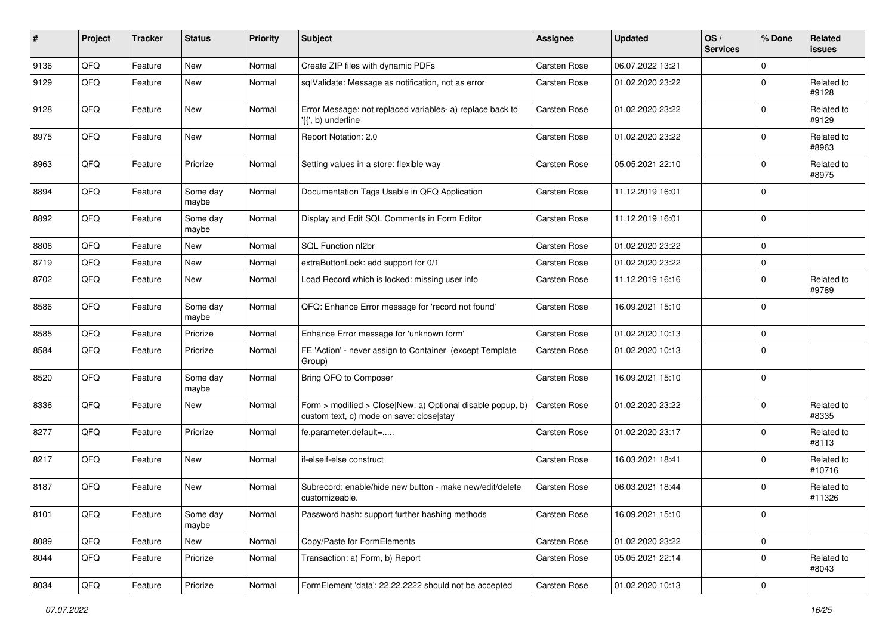| # | Project | Tracker | Status | Priority | Subject | Assignee | Updated | OS / Services | % Done | Related issues |
|---|---|---|---|---|---|---|---|---|---|---|
| 9136 | QFQ | Feature | New | Normal | Create ZIP files with dynamic PDFs | Carsten Rose | 06.07.2022 13:21 | | 0 | |
| 9129 | QFQ | Feature | New | Normal | sqlValidate: Message as notification, not as error | Carsten Rose | 01.02.2020 23:22 | | 0 | Related to #9128 |
| 9128 | QFQ | Feature | New | Normal | Error Message: not replaced variables- a) replace back to '{{', b) underline | Carsten Rose | 01.02.2020 23:22 | | 0 | Related to #9129 |
| 8975 | QFQ | Feature | New | Normal | Report Notation: 2.0 | Carsten Rose | 01.02.2020 23:22 | | 0 | Related to #8963 |
| 8963 | QFQ | Feature | Priorize | Normal | Setting values in a store: flexible way | Carsten Rose | 05.05.2021 22:10 | | 0 | Related to #8975 |
| 8894 | QFQ | Feature | Some day maybe | Normal | Documentation Tags Usable in QFQ Application | Carsten Rose | 11.12.2019 16:01 | | 0 | |
| 8892 | QFQ | Feature | Some day maybe | Normal | Display and Edit SQL Comments in Form Editor | Carsten Rose | 11.12.2019 16:01 | | 0 | |
| 8806 | QFQ | Feature | New | Normal | SQL Function nl2br | Carsten Rose | 01.02.2020 23:22 | | 0 | |
| 8719 | QFQ | Feature | New | Normal | extraButtonLock: add support for 0/1 | Carsten Rose | 01.02.2020 23:22 | | 0 | |
| 8702 | QFQ | Feature | New | Normal | Load Record which is locked: missing user info | Carsten Rose | 11.12.2019 16:16 | | 0 | Related to #9789 |
| 8586 | QFQ | Feature | Some day maybe | Normal | QFQ: Enhance Error message for 'record not found' | Carsten Rose | 16.09.2021 15:10 | | 0 | |
| 8585 | QFQ | Feature | Priorize | Normal | Enhance Error message for 'unknown form' | Carsten Rose | 01.02.2020 10:13 | | 0 | |
| 8584 | QFQ | Feature | Priorize | Normal | FE 'Action' - never assign to Container (except Template Group) | Carsten Rose | 01.02.2020 10:13 | | 0 | |
| 8520 | QFQ | Feature | Some day maybe | Normal | Bring QFQ to Composer | Carsten Rose | 16.09.2021 15:10 | | 0 | |
| 8336 | QFQ | Feature | New | Normal | Form > modified > Close\|New: a) Optional disable popup, b) custom text, c) mode on save: close\|stay | Carsten Rose | 01.02.2020 23:22 | | 0 | Related to #8335 |
| 8277 | QFQ | Feature | Priorize | Normal | fe.parameter.default=..... | Carsten Rose | 01.02.2020 23:17 | | 0 | Related to #8113 |
| 8217 | QFQ | Feature | New | Normal | if-elseif-else construct | Carsten Rose | 16.03.2021 18:41 | | 0 | Related to #10716 |
| 8187 | QFQ | Feature | New | Normal | Subrecord: enable/hide new button - make new/edit/delete customizeable. | Carsten Rose | 06.03.2021 18:44 | | 0 | Related to #11326 |
| 8101 | QFQ | Feature | Some day maybe | Normal | Password hash: support further hashing methods | Carsten Rose | 16.09.2021 15:10 | | 0 | |
| 8089 | QFQ | Feature | New | Normal | Copy/Paste for FormElements | Carsten Rose | 01.02.2020 23:22 | | 0 | |
| 8044 | QFQ | Feature | Priorize | Normal | Transaction: a) Form, b) Report | Carsten Rose | 05.05.2021 22:14 | | 0 | Related to #8043 |
| 8034 | QFQ | Feature | Priorize | Normal | FormElement 'data': 22.22.2222 should not be accepted | Carsten Rose | 01.02.2020 10:13 | | 0 | |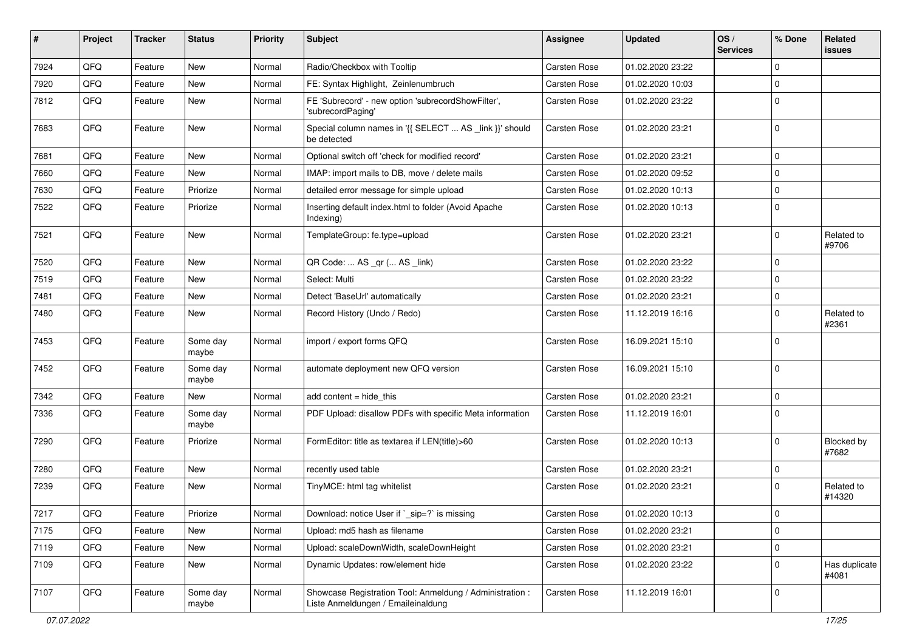| # | Project | Tracker | Status | Priority | Subject | Assignee | Updated | OS / Services | % Done | Related issues |
|---|---|---|---|---|---|---|---|---|---|---|
| 7924 | QFQ | Feature | New | Normal | Radio/Checkbox with Tooltip | Carsten Rose | 01.02.2020 23:22 | | 0 | |
| 7920 | QFQ | Feature | New | Normal | FE: Syntax Highlight, Zeinlenumbruch | Carsten Rose | 01.02.2020 10:03 | | 0 | |
| 7812 | QFQ | Feature | New | Normal | FE 'Subrecord' - new option 'subrecordShowFilter', 'subrecordPaging' | Carsten Rose | 01.02.2020 23:22 | | 0 | |
| 7683 | QFQ | Feature | New | Normal | Special column names in '{{ SELECT ... AS _link }}' should be detected | Carsten Rose | 01.02.2020 23:21 | | 0 | |
| 7681 | QFQ | Feature | New | Normal | Optional switch off 'check for modified record' | Carsten Rose | 01.02.2020 23:21 | | 0 | |
| 7660 | QFQ | Feature | New | Normal | IMAP: import mails to DB, move / delete mails | Carsten Rose | 01.02.2020 09:52 | | 0 | |
| 7630 | QFQ | Feature | Priorize | Normal | detailed error message for simple upload | Carsten Rose | 01.02.2020 10:13 | | 0 | |
| 7522 | QFQ | Feature | Priorize | Normal | Inserting default index.html to folder (Avoid Apache Indexing) | Carsten Rose | 01.02.2020 10:13 | | 0 | |
| 7521 | QFQ | Feature | New | Normal | TemplateGroup: fe.type=upload | Carsten Rose | 01.02.2020 23:21 | | 0 | Related to #9706 |
| 7520 | QFQ | Feature | New | Normal | QR Code: ... AS _qr ( ... AS _link) | Carsten Rose | 01.02.2020 23:22 | | 0 | |
| 7519 | QFQ | Feature | New | Normal | Select: Multi | Carsten Rose | 01.02.2020 23:22 | | 0 | |
| 7481 | QFQ | Feature | New | Normal | Detect 'BaseUrl' automatically | Carsten Rose | 01.02.2020 23:21 | | 0 | |
| 7480 | QFQ | Feature | New | Normal | Record History (Undo / Redo) | Carsten Rose | 11.12.2019 16:16 | | 0 | Related to #2361 |
| 7453 | QFQ | Feature | Some day maybe | Normal | import / export forms QFQ | Carsten Rose | 16.09.2021 15:10 | | 0 | |
| 7452 | QFQ | Feature | Some day maybe | Normal | automate deployment new QFQ version | Carsten Rose | 16.09.2021 15:10 | | 0 | |
| 7342 | QFQ | Feature | New | Normal | add content = hide_this | Carsten Rose | 01.02.2020 23:21 | | 0 | |
| 7336 | QFQ | Feature | Some day maybe | Normal | PDF Upload: disallow PDFs with specific Meta information | Carsten Rose | 11.12.2019 16:01 | | 0 | |
| 7290 | QFQ | Feature | Priorize | Normal | FormEditor: title as textarea if LEN(title)>60 | Carsten Rose | 01.02.2020 10:13 | | 0 | Blocked by #7682 |
| 7280 | QFQ | Feature | New | Normal | recently used table | Carsten Rose | 01.02.2020 23:21 | | 0 | |
| 7239 | QFQ | Feature | New | Normal | TinyMCE: html tag whitelist | Carsten Rose | 01.02.2020 23:21 | | 0 | Related to #14320 |
| 7217 | QFQ | Feature | Priorize | Normal | Download: notice User if `_sip=?` is missing | Carsten Rose | 01.02.2020 10:13 | | 0 | |
| 7175 | QFQ | Feature | New | Normal | Upload: md5 hash as filename | Carsten Rose | 01.02.2020 23:21 | | 0 | |
| 7119 | QFQ | Feature | New | Normal | Upload: scaleDownWidth, scaleDownHeight | Carsten Rose | 01.02.2020 23:21 | | 0 | |
| 7109 | QFQ | Feature | New | Normal | Dynamic Updates: row/element hide | Carsten Rose | 01.02.2020 23:22 | | 0 | Has duplicate #4081 |
| 7107 | QFQ | Feature | Some day maybe | Normal | Showcase Registration Tool: Anmeldung / Administration : Liste Anmeldungen / Emaileinaldung | Carsten Rose | 11.12.2019 16:01 | | 0 | |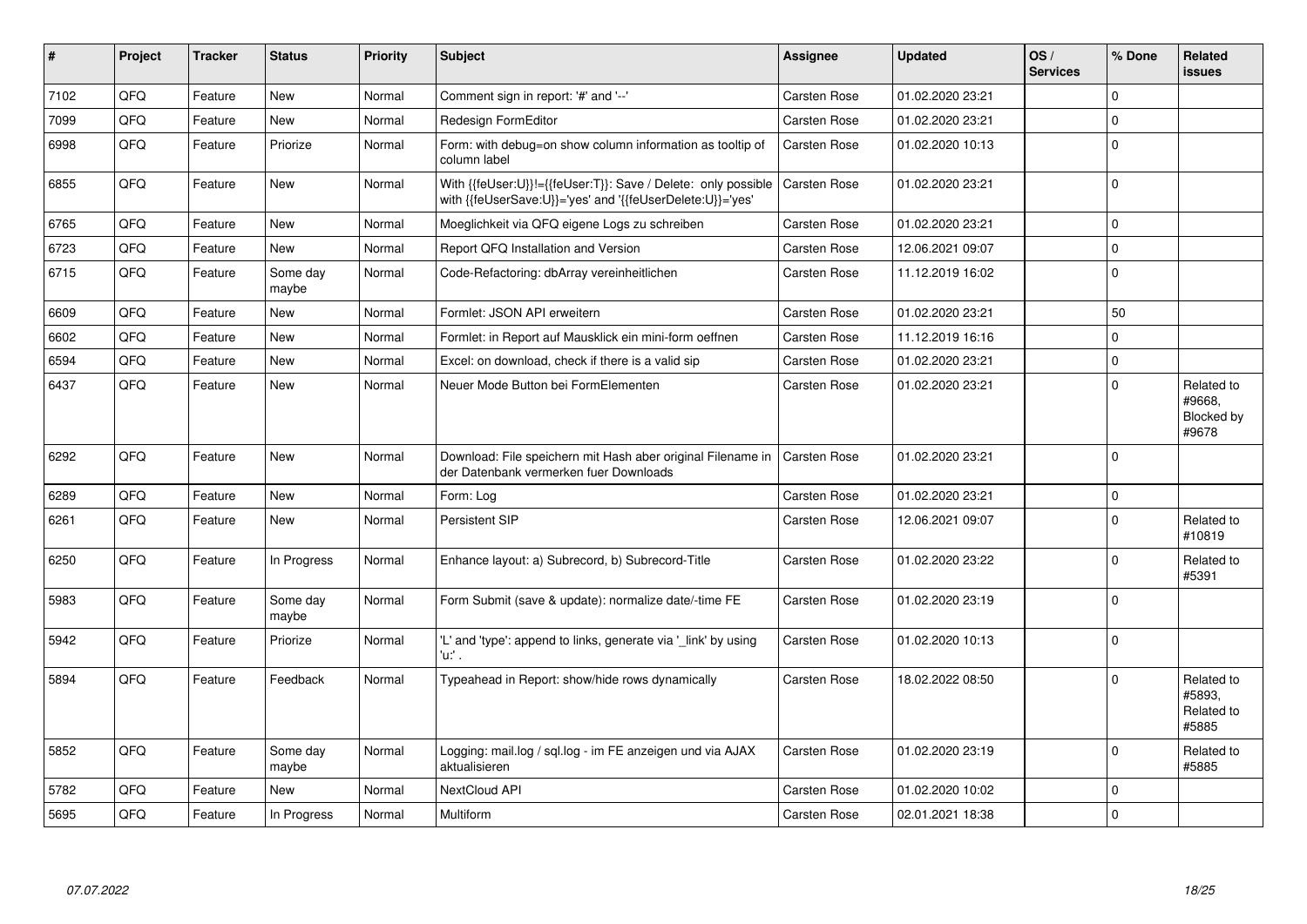| # | Project | Tracker | Status | Priority | Subject | Assignee | Updated | OS / Services | % Done | Related issues |
|---|---|---|---|---|---|---|---|---|---|---|
| 7102 | QFQ | Feature | New | Normal | Comment sign in report: '#' and '--' | Carsten Rose | 01.02.2020 23:21 | | 0 | |
| 7099 | QFQ | Feature | New | Normal | Redesign FormEditor | Carsten Rose | 01.02.2020 23:21 | | 0 | |
| 6998 | QFQ | Feature | Priorize | Normal | Form: with debug=on show column information as tooltip of column label | Carsten Rose | 01.02.2020 10:13 | | 0 | |
| 6855 | QFQ | Feature | New | Normal | With {{feUser:U}}!={{feUser:T}}: Save / Delete: only possible with {{feUserSave:U}}='yes' and '{{feUserDelete:U}}='yes' | Carsten Rose | 01.02.2020 23:21 | | 0 | |
| 6765 | QFQ | Feature | New | Normal | Moeglichkeit via QFQ eigene Logs zu schreiben | Carsten Rose | 01.02.2020 23:21 | | 0 | |
| 6723 | QFQ | Feature | New | Normal | Report QFQ Installation and Version | Carsten Rose | 12.06.2021 09:07 | | 0 | |
| 6715 | QFQ | Feature | Some day maybe | Normal | Code-Refactoring: dbArray vereinheitlichen | Carsten Rose | 11.12.2019 16:02 | | 0 | |
| 6609 | QFQ | Feature | New | Normal | Formlet: JSON API erweitern | Carsten Rose | 01.02.2020 23:21 | | 50 | |
| 6602 | QFQ | Feature | New | Normal | Formlet: in Report auf Mausklick ein mini-form oeffnen | Carsten Rose | 11.12.2019 16:16 | | 0 | |
| 6594 | QFQ | Feature | New | Normal | Excel: on download, check if there is a valid sip | Carsten Rose | 01.02.2020 23:21 | | 0 | |
| 6437 | QFQ | Feature | New | Normal | Neuer Mode Button bei FormElementen | Carsten Rose | 01.02.2020 23:21 | | 0 | Related to #9668, Blocked by #9678 |
| 6292 | QFQ | Feature | New | Normal | Download: File speichern mit Hash aber original Filename in der Datenbank vermerken fuer Downloads | Carsten Rose | 01.02.2020 23:21 | | 0 | |
| 6289 | QFQ | Feature | New | Normal | Form: Log | Carsten Rose | 01.02.2020 23:21 | | 0 | |
| 6261 | QFQ | Feature | New | Normal | Persistent SIP | Carsten Rose | 12.06.2021 09:07 | | 0 | Related to #10819 |
| 6250 | QFQ | Feature | In Progress | Normal | Enhance layout: a) Subrecord, b) Subrecord-Title | Carsten Rose | 01.02.2020 23:22 | | 0 | Related to #5391 |
| 5983 | QFQ | Feature | Some day maybe | Normal | Form Submit (save & update): normalize date/-time FE | Carsten Rose | 01.02.2020 23:19 | | 0 | |
| 5942 | QFQ | Feature | Priorize | Normal | 'L' and 'type': append to links, generate via '_link' by using 'u:' . | Carsten Rose | 01.02.2020 10:13 | | 0 | |
| 5894 | QFQ | Feature | Feedback | Normal | Typeahead in Report: show/hide rows dynamically | Carsten Rose | 18.02.2022 08:50 | | 0 | Related to #5893, Related to #5885 |
| 5852 | QFQ | Feature | Some day maybe | Normal | Logging: mail.log / sql.log - im FE anzeigen und via AJAX aktualisieren | Carsten Rose | 01.02.2020 23:19 | | 0 | Related to #5885 |
| 5782 | QFQ | Feature | New | Normal | NextCloud API | Carsten Rose | 01.02.2020 10:02 | | 0 | |
| 5695 | QFQ | Feature | In Progress | Normal | Multiform | Carsten Rose | 02.01.2021 18:38 | | 0 | |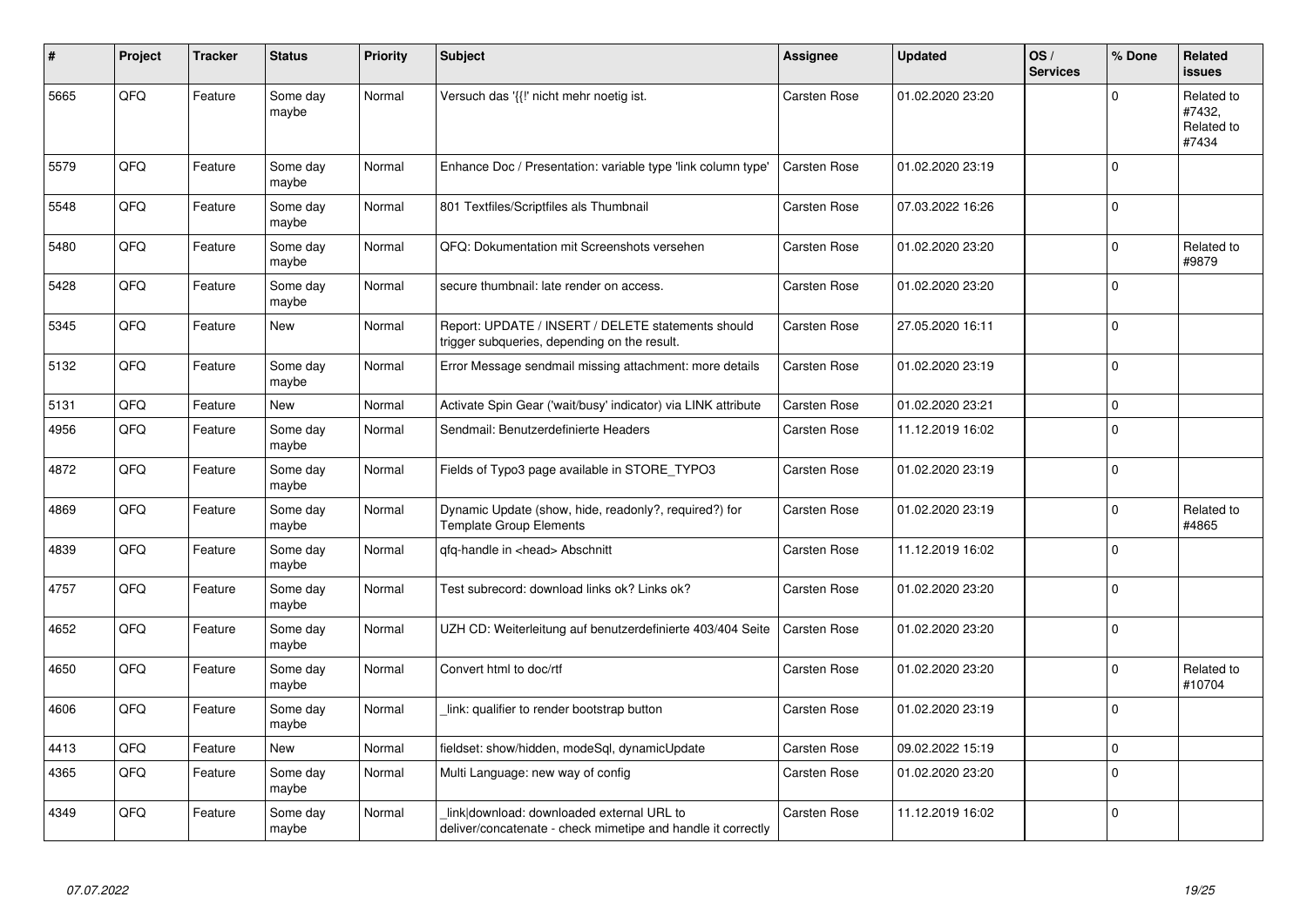| # | Project | Tracker | Status | Priority | Subject | Assignee | Updated | OS / Services | % Done | Related issues |
|---|---|---|---|---|---|---|---|---|---|---|
| 5665 | QFQ | Feature | Some day maybe | Normal | Versuch das '{{!' nicht mehr noetig ist. | Carsten Rose | 01.02.2020 23:20 | | 0 | Related to #7432, Related to #7434 |
| 5579 | QFQ | Feature | Some day maybe | Normal | Enhance Doc / Presentation: variable type 'link column type' | Carsten Rose | 01.02.2020 23:19 | | 0 | |
| 5548 | QFQ | Feature | Some day maybe | Normal | 801 Textfiles/Scriptfiles als Thumbnail | Carsten Rose | 07.03.2022 16:26 | | 0 | |
| 5480 | QFQ | Feature | Some day maybe | Normal | QFQ: Dokumentation mit Screenshots versehen | Carsten Rose | 01.02.2020 23:20 | | 0 | Related to #9879 |
| 5428 | QFQ | Feature | Some day maybe | Normal | secure thumbnail: late render on access. | Carsten Rose | 01.02.2020 23:20 | | 0 | |
| 5345 | QFQ | Feature | New | Normal | Report: UPDATE / INSERT / DELETE statements should trigger subqueries, depending on the result. | Carsten Rose | 27.05.2020 16:11 | | 0 | |
| 5132 | QFQ | Feature | Some day maybe | Normal | Error Message sendmail missing attachment: more details | Carsten Rose | 01.02.2020 23:19 | | 0 | |
| 5131 | QFQ | Feature | New | Normal | Activate Spin Gear ('wait/busy' indicator) via LINK attribute | Carsten Rose | 01.02.2020 23:21 | | 0 | |
| 4956 | QFQ | Feature | Some day maybe | Normal | Sendmail: Benutzerdefinierte Headers | Carsten Rose | 11.12.2019 16:02 | | 0 | |
| 4872 | QFQ | Feature | Some day maybe | Normal | Fields of Typo3 page available in STORE_TYPO3 | Carsten Rose | 01.02.2020 23:19 | | 0 | |
| 4869 | QFQ | Feature | Some day maybe | Normal | Dynamic Update (show, hide, readonly?, required?) for Template Group Elements | Carsten Rose | 01.02.2020 23:19 | | 0 | Related to #4865 |
| 4839 | QFQ | Feature | Some day maybe | Normal | qfq-handle in <head> Abschnitt | Carsten Rose | 11.12.2019 16:02 | | 0 | |
| 4757 | QFQ | Feature | Some day maybe | Normal | Test subrecord: download links ok? Links ok? | Carsten Rose | 01.02.2020 23:20 | | 0 | |
| 4652 | QFQ | Feature | Some day maybe | Normal | UZH CD: Weiterleitung auf benutzerdefinierte 403/404 Seite | Carsten Rose | 01.02.2020 23:20 | | 0 | |
| 4650 | QFQ | Feature | Some day maybe | Normal | Convert html to doc/rtf | Carsten Rose | 01.02.2020 23:20 | | 0 | Related to #10704 |
| 4606 | QFQ | Feature | Some day maybe | Normal | _link: qualifier to render bootstrap button | Carsten Rose | 01.02.2020 23:19 | | 0 | |
| 4413 | QFQ | Feature | New | Normal | fieldset: show/hidden, modeSql, dynamicUpdate | Carsten Rose | 09.02.2022 15:19 | | 0 | |
| 4365 | QFQ | Feature | Some day maybe | Normal | Multi Language: new way of config | Carsten Rose | 01.02.2020 23:20 | | 0 | |
| 4349 | QFQ | Feature | Some day maybe | Normal | _link\|download: downloaded external URL to deliver/concatenate - check mimetipe and handle it correctly | Carsten Rose | 11.12.2019 16:02 | | 0 | |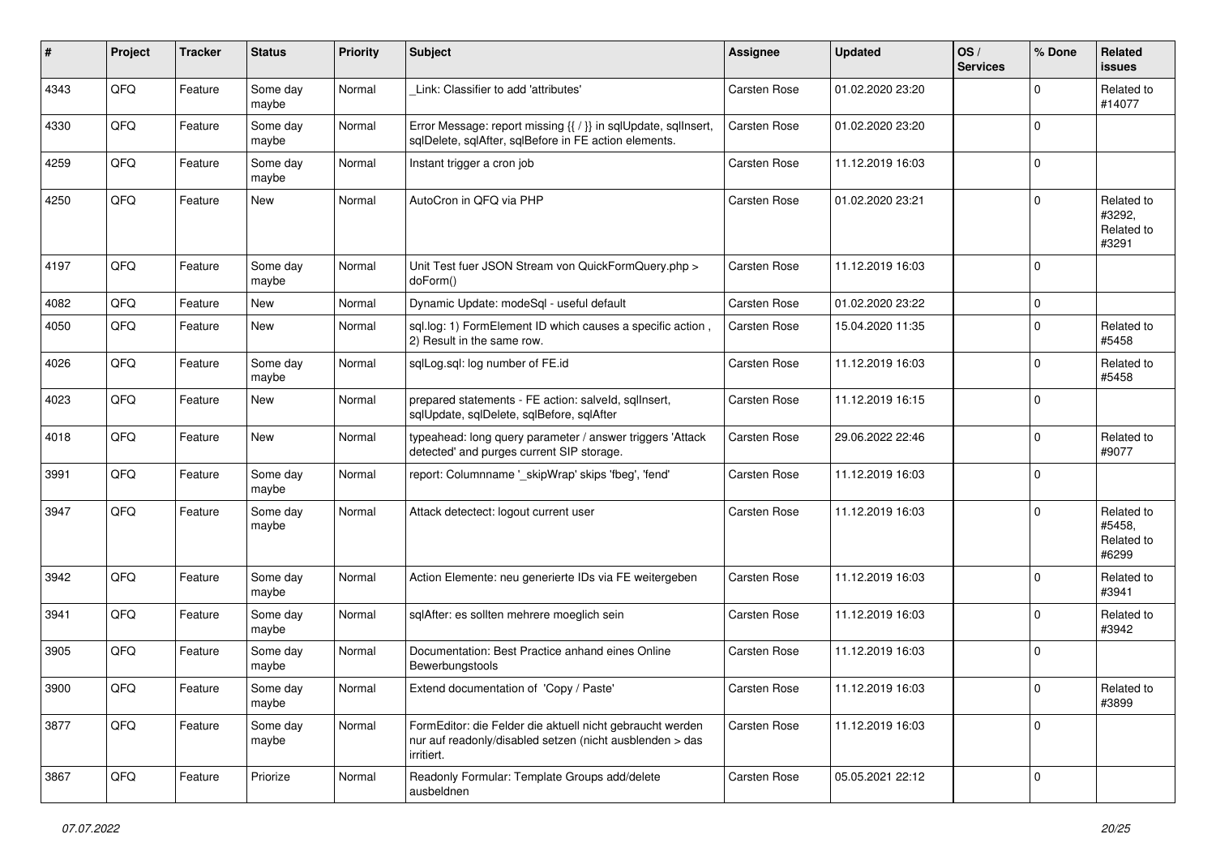| # | Project | Tracker | Status | Priority | Subject | Assignee | Updated | OS / Services | % Done | Related issues |
|---|---|---|---|---|---|---|---|---|---|---|
| 4343 | QFQ | Feature | Some day maybe | Normal | _Link: Classifier to add 'attributes' | Carsten Rose | 01.02.2020 23:20 | | 0 | Related to #14077 |
| 4330 | QFQ | Feature | Some day maybe | Normal | Error Message: report missing {{ / }} in sqlUpdate, sqlInsert, sqlDelete, sqlAfter, sqlBefore in FE action elements. | Carsten Rose | 01.02.2020 23:20 | | 0 | |
| 4259 | QFQ | Feature | Some day maybe | Normal | Instant trigger a cron job | Carsten Rose | 11.12.2019 16:03 | | 0 | |
| 4250 | QFQ | Feature | New | Normal | AutoCron in QFQ via PHP | Carsten Rose | 01.02.2020 23:21 | | 0 | Related to #3292, Related to #3291 |
| 4197 | QFQ | Feature | Some day maybe | Normal | Unit Test fuer JSON Stream von QuickFormQuery.php > doForm() | Carsten Rose | 11.12.2019 16:03 | | 0 | |
| 4082 | QFQ | Feature | New | Normal | Dynamic Update: modeSql - useful default | Carsten Rose | 01.02.2020 23:22 | | 0 | |
| 4050 | QFQ | Feature | New | Normal | sql.log: 1) FormElement ID which causes a specific action , 2) Result in the same row. | Carsten Rose | 15.04.2020 11:35 | | 0 | Related to #5458 |
| 4026 | QFQ | Feature | Some day maybe | Normal | sqlLog.sql: log number of FE.id | Carsten Rose | 11.12.2019 16:03 | | 0 | Related to #5458 |
| 4023 | QFQ | Feature | New | Normal | prepared statements - FE action: salveId, sqlInsert, sqlUpdate, sqlDelete, sqlBefore, sqlAfter | Carsten Rose | 11.12.2019 16:15 | | 0 | |
| 4018 | QFQ | Feature | New | Normal | typeahead: long query parameter / answer triggers 'Attack detected' and purges current SIP storage. | Carsten Rose | 29.06.2022 22:46 | | 0 | Related to #9077 |
| 3991 | QFQ | Feature | Some day maybe | Normal | report: Columnname '_skipWrap' skips 'fbeg', 'fend' | Carsten Rose | 11.12.2019 16:03 | | 0 | |
| 3947 | QFQ | Feature | Some day maybe | Normal | Attack detectect: logout current user | Carsten Rose | 11.12.2019 16:03 | | 0 | Related to #5458, Related to #6299 |
| 3942 | QFQ | Feature | Some day maybe | Normal | Action Elemente: neu generierte IDs via FE weitergeben | Carsten Rose | 11.12.2019 16:03 | | 0 | Related to #3941 |
| 3941 | QFQ | Feature | Some day maybe | Normal | sqlAfter: es sollten mehrere moeglich sein | Carsten Rose | 11.12.2019 16:03 | | 0 | Related to #3942 |
| 3905 | QFQ | Feature | Some day maybe | Normal | Documentation: Best Practice anhand eines Online Bewerbungstools | Carsten Rose | 11.12.2019 16:03 | | 0 | |
| 3900 | QFQ | Feature | Some day maybe | Normal | Extend documentation of 'Copy / Paste' | Carsten Rose | 11.12.2019 16:03 | | 0 | Related to #3899 |
| 3877 | QFQ | Feature | Some day maybe | Normal | FormEditor: die Felder die aktuell nicht gebraucht werden nur auf readonly/disabled setzen (nicht ausblenden > das irritiert. | Carsten Rose | 11.12.2019 16:03 | | 0 | |
| 3867 | QFQ | Feature | Priorize | Normal | Readonly Formular: Template Groups add/delete ausbeldnen | Carsten Rose | 05.05.2021 22:12 | | 0 | |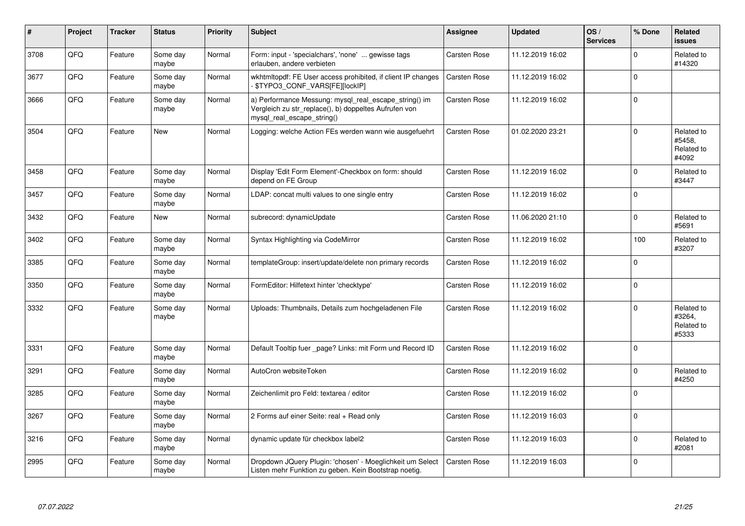| # | Project | Tracker | Status | Priority | Subject | Assignee | Updated | OS / Services | % Done | Related issues |
|---|---|---|---|---|---|---|---|---|---|---|
| 3708 | QFQ | Feature | Some day maybe | Normal | Form: input - 'specialchars', 'none' ... gewisse tags erlauben, andere verbieten | Carsten Rose | 11.12.2019 16:02 | | 0 | Related to #14320 |
| 3677 | QFQ | Feature | Some day maybe | Normal | wkhtmltopdf: FE User access prohibited, if client IP changes - $TYPO3_CONF_VARS[FE][lockIP] | Carsten Rose | 11.12.2019 16:02 | | 0 | |
| 3666 | QFQ | Feature | Some day maybe | Normal | a) Performance Messung: mysql_real_escape_string() im Vergleich zu str_replace(), b) doppeltes Aufrufen von mysql_real_escape_string() | Carsten Rose | 11.12.2019 16:02 | | 0 | |
| 3504 | QFQ | Feature | New | Normal | Logging: welche Action FEs werden wann wie ausgefuehrt | Carsten Rose | 01.02.2020 23:21 | | 0 | Related to #5458, Related to #4092 |
| 3458 | QFQ | Feature | Some day maybe | Normal | Display 'Edit Form Element'-Checkbox on form: should depend on FE Group | Carsten Rose | 11.12.2019 16:02 | | 0 | Related to #3447 |
| 3457 | QFQ | Feature | Some day maybe | Normal | LDAP: concat multi values to one single entry | Carsten Rose | 11.12.2019 16:02 | | 0 | |
| 3432 | QFQ | Feature | New | Normal | subrecord: dynamicUpdate | Carsten Rose | 11.06.2020 21:10 | | 0 | Related to #5691 |
| 3402 | QFQ | Feature | Some day maybe | Normal | Syntax Highlighting via CodeMirror | Carsten Rose | 11.12.2019 16:02 | | 100 | Related to #3207 |
| 3385 | QFQ | Feature | Some day maybe | Normal | templateGroup: insert/update/delete non primary records | Carsten Rose | 11.12.2019 16:02 | | 0 | |
| 3350 | QFQ | Feature | Some day maybe | Normal | FormEditor: Hilfetext hinter 'checktype' | Carsten Rose | 11.12.2019 16:02 | | 0 | |
| 3332 | QFQ | Feature | Some day maybe | Normal | Uploads: Thumbnails, Details zum hochgeladenen File | Carsten Rose | 11.12.2019 16:02 | | 0 | Related to #3264, Related to #5333 |
| 3331 | QFQ | Feature | Some day maybe | Normal | Default Tooltip fuer _page? Links: mit Form und Record ID | Carsten Rose | 11.12.2019 16:02 | | 0 | |
| 3291 | QFQ | Feature | Some day maybe | Normal | AutoCron websiteToken | Carsten Rose | 11.12.2019 16:02 | | 0 | Related to #4250 |
| 3285 | QFQ | Feature | Some day maybe | Normal | Zeichenlimit pro Feld: textarea / editor | Carsten Rose | 11.12.2019 16:02 | | 0 | |
| 3267 | QFQ | Feature | Some day maybe | Normal | 2 Forms auf einer Seite: real + Read only | Carsten Rose | 11.12.2019 16:03 | | 0 | |
| 3216 | QFQ | Feature | Some day maybe | Normal | dynamic update für checkbox label2 | Carsten Rose | 11.12.2019 16:03 | | 0 | Related to #2081 |
| 2995 | QFQ | Feature | Some day maybe | Normal | Dropdown JQuery Plugin: 'chosen' - Moeglichkeit um Select Listen mehr Funktion zu geben. Kein Bootstrap noetig. | Carsten Rose | 11.12.2019 16:03 | | 0 | |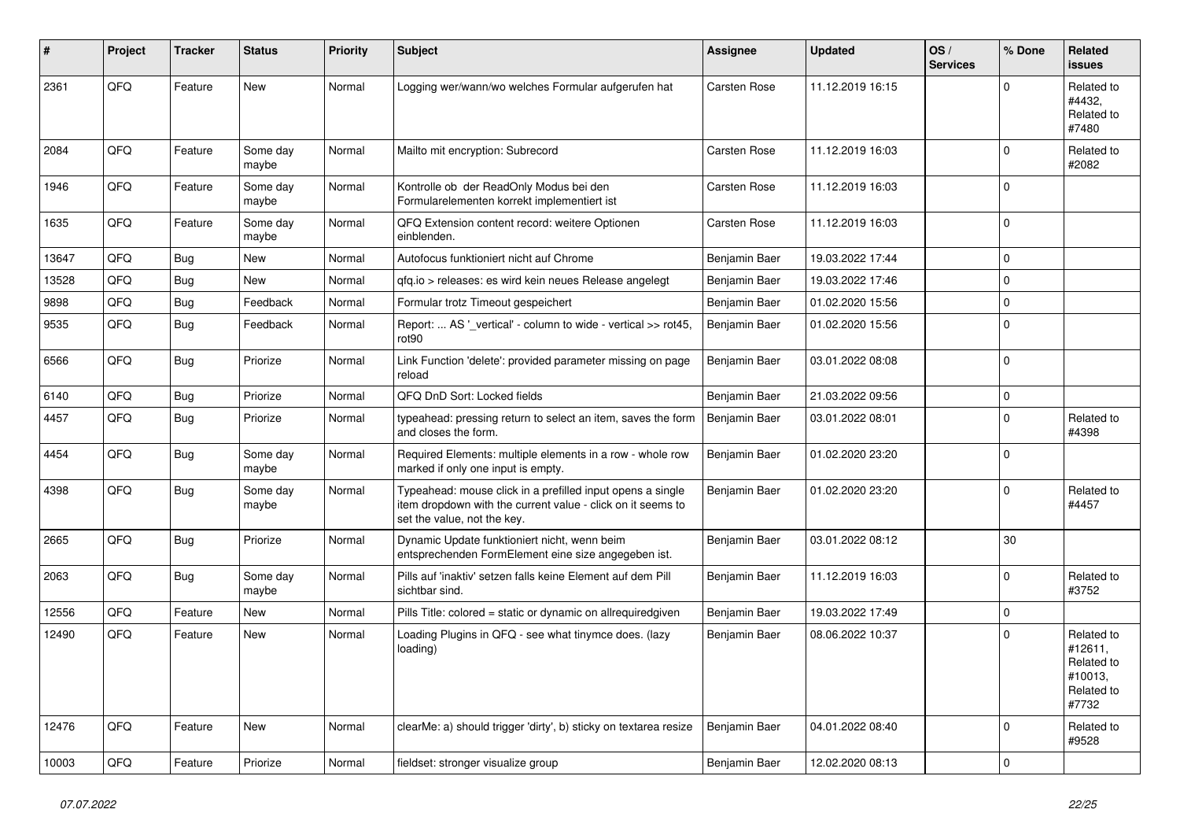| # | Project | Tracker | Status | Priority | Subject | Assignee | Updated | OS / Services | % Done | Related issues |
|---|---|---|---|---|---|---|---|---|---|---|
| 2361 | QFQ | Feature | New | Normal | Logging wer/wann/wo welches Formular aufgerufen hat | Carsten Rose | 11.12.2019 16:15 | | 0 | Related to #4432, Related to #7480 |
| 2084 | QFQ | Feature | Some day maybe | Normal | Mailto mit encryption: Subrecord | Carsten Rose | 11.12.2019 16:03 | | 0 | Related to #2082 |
| 1946 | QFQ | Feature | Some day maybe | Normal | Kontrolle ob der ReadOnly Modus bei den Formularelementen korrekt implementiert ist | Carsten Rose | 11.12.2019 16:03 | | 0 | |
| 1635 | QFQ | Feature | Some day maybe | Normal | QFQ Extension content record: weitere Optionen einblenden. | Carsten Rose | 11.12.2019 16:03 | | 0 | |
| 13647 | QFQ | Bug | New | Normal | Autofocus funktioniert nicht auf Chrome | Benjamin Baer | 19.03.2022 17:44 | | 0 | |
| 13528 | QFQ | Bug | New | Normal | qfq.io > releases: es wird kein neues Release angelegt | Benjamin Baer | 19.03.2022 17:46 | | 0 | |
| 9898 | QFQ | Bug | Feedback | Normal | Formular trotz Timeout gespeichert | Benjamin Baer | 01.02.2020 15:56 | | 0 | |
| 9535 | QFQ | Bug | Feedback | Normal | Report: ... AS '_vertical' - column to wide - vertical >> rot45, rot90 | Benjamin Baer | 01.02.2020 15:56 | | 0 | |
| 6566 | QFQ | Bug | Priorize | Normal | Link Function 'delete': provided parameter missing on page reload | Benjamin Baer | 03.01.2022 08:08 | | 0 | |
| 6140 | QFQ | Bug | Priorize | Normal | QFQ DnD Sort: Locked fields | Benjamin Baer | 21.03.2022 09:56 | | 0 | |
| 4457 | QFQ | Bug | Priorize | Normal | typeahead: pressing return to select an item, saves the form and closes the form. | Benjamin Baer | 03.01.2022 08:01 | | 0 | Related to #4398 |
| 4454 | QFQ | Bug | Some day maybe | Normal | Required Elements: multiple elements in a row - whole row marked if only one input is empty. | Benjamin Baer | 01.02.2020 23:20 | | 0 | |
| 4398 | QFQ | Bug | Some day maybe | Normal | Typeahead: mouse click in a prefilled input opens a single item dropdown with the current value - click on it seems to set the value, not the key. | Benjamin Baer | 01.02.2020 23:20 | | 0 | Related to #4457 |
| 2665 | QFQ | Bug | Priorize | Normal | Dynamic Update funktioniert nicht, wenn beim entsprechenden FormElement eine size angegeben ist. | Benjamin Baer | 03.01.2022 08:12 | | 30 | |
| 2063 | QFQ | Bug | Some day maybe | Normal | Pills auf 'inaktiv' setzen falls keine Element auf dem Pill sichtbar sind. | Benjamin Baer | 11.12.2019 16:03 | | 0 | Related to #3752 |
| 12556 | QFQ | Feature | New | Normal | Pills Title: colored = static or dynamic on allrequiredgiven | Benjamin Baer | 19.03.2022 17:49 | | 0 | |
| 12490 | QFQ | Feature | New | Normal | Loading Plugins in QFQ - see what tinymce does. (lazy loading) | Benjamin Baer | 08.06.2022 10:37 | | 0 | Related to #12611, Related to #10013, Related to #7732 |
| 12476 | QFQ | Feature | New | Normal | clearMe: a) should trigger 'dirty', b) sticky on textarea resize | Benjamin Baer | 04.01.2022 08:40 | | 0 | Related to #9528 |
| 10003 | QFQ | Feature | Priorize | Normal | fieldset: stronger visualize group | Benjamin Baer | 12.02.2020 08:13 | | 0 | |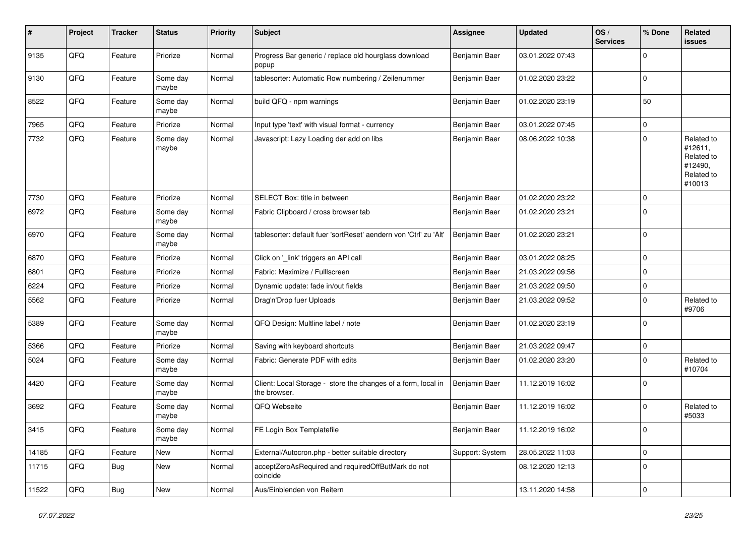| # | Project | Tracker | Status | Priority | Subject | Assignee | Updated | OS / Services | % Done | Related issues |
|---|---|---|---|---|---|---|---|---|---|---|
| 9135 | QFQ | Feature | Priorize | Normal | Progress Bar generic / replace old hourglass download popup | Benjamin Baer | 03.01.2022 07:43 | | 0 | |
| 9130 | QFQ | Feature | Some day maybe | Normal | tablesorter: Automatic Row numbering / Zeilenummer | Benjamin Baer | 01.02.2020 23:22 | | 0 | |
| 8522 | QFQ | Feature | Some day maybe | Normal | build QFQ - npm warnings | Benjamin Baer | 01.02.2020 23:19 | | 50 | |
| 7965 | QFQ | Feature | Priorize | Normal | Input type 'text' with visual format - currency | Benjamin Baer | 03.01.2022 07:45 | | 0 | |
| 7732 | QFQ | Feature | Some day maybe | Normal | Javascript: Lazy Loading der add on libs | Benjamin Baer | 08.06.2022 10:38 | | 0 | Related to #12611, Related to #12490, Related to #10013 |
| 7730 | QFQ | Feature | Priorize | Normal | SELECT Box: title in between | Benjamin Baer | 01.02.2020 23:22 | | 0 | |
| 6972 | QFQ | Feature | Some day maybe | Normal | Fabric Clipboard / cross browser tab | Benjamin Baer | 01.02.2020 23:21 | | 0 | |
| 6970 | QFQ | Feature | Some day maybe | Normal | tablesorter: default fuer 'sortReset' aendern von 'Ctrl' zu 'Alt' | Benjamin Baer | 01.02.2020 23:21 | | 0 | |
| 6870 | QFQ | Feature | Priorize | Normal | Click on '_link' triggers an API call | Benjamin Baer | 03.01.2022 08:25 | | 0 | |
| 6801 | QFQ | Feature | Priorize | Normal | Fabric: Maximize / Fulllscreen | Benjamin Baer | 21.03.2022 09:56 | | 0 | |
| 6224 | QFQ | Feature | Priorize | Normal | Dynamic update: fade in/out fields | Benjamin Baer | 21.03.2022 09:50 | | 0 | |
| 5562 | QFQ | Feature | Priorize | Normal | Drag'n'Drop fuer Uploads | Benjamin Baer | 21.03.2022 09:52 | | 0 | Related to #9706 |
| 5389 | QFQ | Feature | Some day maybe | Normal | QFQ Design: Multline label / note | Benjamin Baer | 01.02.2020 23:19 | | 0 | |
| 5366 | QFQ | Feature | Priorize | Normal | Saving with keyboard shortcuts | Benjamin Baer | 21.03.2022 09:47 | | 0 | |
| 5024 | QFQ | Feature | Some day maybe | Normal | Fabric: Generate PDF with edits | Benjamin Baer | 01.02.2020 23:20 | | 0 | Related to #10704 |
| 4420 | QFQ | Feature | Some day maybe | Normal | Client: Local Storage - store the changes of a form, local in the browser. | Benjamin Baer | 11.12.2019 16:02 | | 0 | |
| 3692 | QFQ | Feature | Some day maybe | Normal | QFQ Webseite | Benjamin Baer | 11.12.2019 16:02 | | 0 | Related to #5033 |
| 3415 | QFQ | Feature | Some day maybe | Normal | FE Login Box Templatefile | Benjamin Baer | 11.12.2019 16:02 | | 0 | |
| 14185 | QFQ | Feature | New | Normal | External/Autocron.php - better suitable directory | Support: System | 28.05.2022 11:03 | | 0 | |
| 11715 | QFQ | Bug | New | Normal | acceptZeroAsRequired and requiredOffButMark do not coincide | | 08.12.2020 12:13 | | 0 | |
| 11522 | QFQ | Bug | New | Normal | Aus/Einblenden von Reitern | | 13.11.2020 14:58 | | 0 | |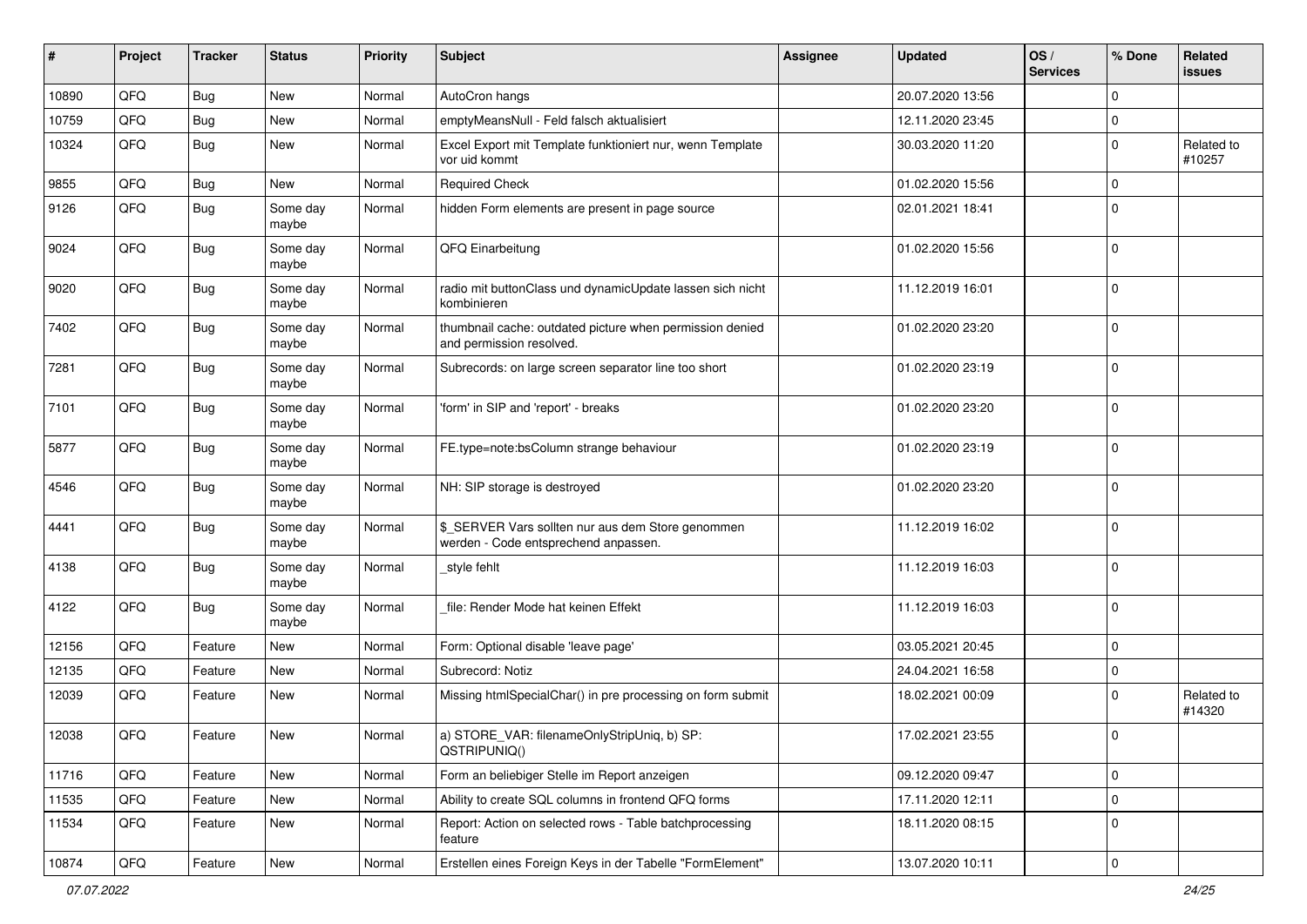| # | Project | Tracker | Status | Priority | Subject | Assignee | Updated | OS / Services | % Done | Related issues |
|---|---|---|---|---|---|---|---|---|---|---|
| 10890 | QFQ | Bug | New | Normal | AutoCron hangs | | 20.07.2020 13:56 | | 0 | |
| 10759 | QFQ | Bug | New | Normal | emptyMeansNull - Feld falsch aktualisiert | | 12.11.2020 23:45 | | 0 | |
| 10324 | QFQ | Bug | New | Normal | Excel Export mit Template funktioniert nur, wenn Template vor uid kommt | | 30.03.2020 11:20 | | 0 | Related to #10257 |
| 9855 | QFQ | Bug | New | Normal | Required Check | | 01.02.2020 15:56 | | 0 | |
| 9126 | QFQ | Bug | Some day maybe | Normal | hidden Form elements are present in page source | | 02.01.2021 18:41 | | 0 | |
| 9024 | QFQ | Bug | Some day maybe | Normal | QFQ Einarbeitung | | 01.02.2020 15:56 | | 0 | |
| 9020 | QFQ | Bug | Some day maybe | Normal | radio mit buttonClass und dynamicUpdate lassen sich nicht kombinieren | | 11.12.2019 16:01 | | 0 | |
| 7402 | QFQ | Bug | Some day maybe | Normal | thumbnail cache: outdated picture when permission denied and permission resolved. | | 01.02.2020 23:20 | | 0 | |
| 7281 | QFQ | Bug | Some day maybe | Normal | Subrecords: on large screen separator line too short | | 01.02.2020 23:19 | | 0 | |
| 7101 | QFQ | Bug | Some day maybe | Normal | 'form' in SIP and 'report' - breaks | | 01.02.2020 23:20 | | 0 | |
| 5877 | QFQ | Bug | Some day maybe | Normal | FE.type=note:bsColumn strange behaviour | | 01.02.2020 23:19 | | 0 | |
| 4546 | QFQ | Bug | Some day maybe | Normal | NH: SIP storage is destroyed | | 01.02.2020 23:20 | | 0 | |
| 4441 | QFQ | Bug | Some day maybe | Normal | $_SERVER Vars sollten nur aus dem Store genommen werden - Code entsprechend anpassen. | | 11.12.2019 16:02 | | 0 | |
| 4138 | QFQ | Bug | Some day maybe | Normal | _style fehlt | | 11.12.2019 16:03 | | 0 | |
| 4122 | QFQ | Bug | Some day maybe | Normal | _file: Render Mode hat keinen Effekt | | 11.12.2019 16:03 | | 0 | |
| 12156 | QFQ | Feature | New | Normal | Form: Optional disable 'leave page' | | 03.05.2021 20:45 | | 0 | |
| 12135 | QFQ | Feature | New | Normal | Subrecord: Notiz | | 24.04.2021 16:58 | | 0 | |
| 12039 | QFQ | Feature | New | Normal | Missing htmlSpecialChar() in pre processing on form submit | | 18.02.2021 00:09 | | 0 | Related to #14320 |
| 12038 | QFQ | Feature | New | Normal | a) STORE_VAR: filenameOnlyStripUniq, b) SP: QSTRIPUNIQ() | | 17.02.2021 23:55 | | 0 | |
| 11716 | QFQ | Feature | New | Normal | Form an beliebiger Stelle im Report anzeigen | | 09.12.2020 09:47 | | 0 | |
| 11535 | QFQ | Feature | New | Normal | Ability to create SQL columns in frontend QFQ forms | | 17.11.2020 12:11 | | 0 | |
| 11534 | QFQ | Feature | New | Normal | Report: Action on selected rows - Table batchprocessing feature | | 18.11.2020 08:15 | | 0 | |
| 10874 | QFQ | Feature | New | Normal | Erstellen eines Foreign Keys in der Tabelle "FormElement" | | 13.07.2020 10:11 | | 0 | |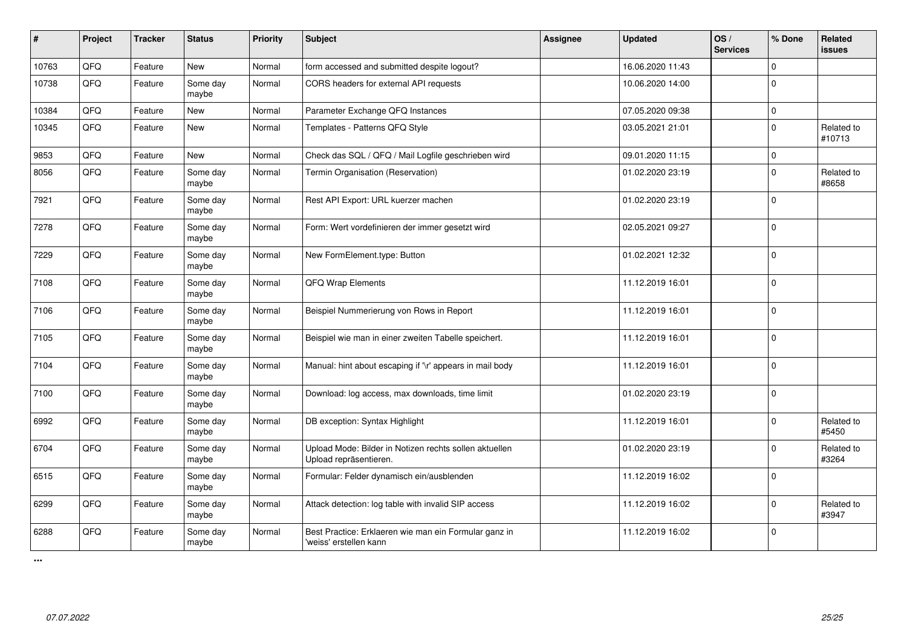| # | Project | Tracker | Status | Priority | Subject | Assignee | Updated | OS / Services | % Done | Related issues |
|---|---|---|---|---|---|---|---|---|---|---|
| 10763 | QFQ | Feature | New | Normal | form accessed and submitted despite logout? | | 16.06.2020 11:43 | | 0 | |
| 10738 | QFQ | Feature | Some day maybe | Normal | CORS headers for external API requests | | 10.06.2020 14:00 | | 0 | |
| 10384 | QFQ | Feature | New | Normal | Parameter Exchange QFQ Instances | | 07.05.2020 09:38 | | 0 | |
| 10345 | QFQ | Feature | New | Normal | Templates - Patterns QFQ Style | | 03.05.2021 21:01 | | 0 | Related to #10713 |
| 9853 | QFQ | Feature | New | Normal | Check das SQL / QFQ / Mail Logfile geschrieben wird | | 09.01.2020 11:15 | | 0 | |
| 8056 | QFQ | Feature | Some day maybe | Normal | Termin Organisation (Reservation) | | 01.02.2020 23:19 | | 0 | Related to #8658 |
| 7921 | QFQ | Feature | Some day maybe | Normal | Rest API Export: URL kuerzer machen | | 01.02.2020 23:19 | | 0 | |
| 7278 | QFQ | Feature | Some day maybe | Normal | Form: Wert vordefinieren der immer gesetzt wird | | 02.05.2021 09:27 | | 0 | |
| 7229 | QFQ | Feature | Some day maybe | Normal | New FormElement.type: Button | | 01.02.2021 12:32 | | 0 | |
| 7108 | QFQ | Feature | Some day maybe | Normal | QFQ Wrap Elements | | 11.12.2019 16:01 | | 0 | |
| 7106 | QFQ | Feature | Some day maybe | Normal | Beispiel Nummerierung von Rows in Report | | 11.12.2019 16:01 | | 0 | |
| 7105 | QFQ | Feature | Some day maybe | Normal | Beispiel wie man in einer zweiten Tabelle speichert. | | 11.12.2019 16:01 | | 0 | |
| 7104 | QFQ | Feature | Some day maybe | Normal | Manual: hint about escaping if '\r' appears in mail body | | 11.12.2019 16:01 | | 0 | |
| 7100 | QFQ | Feature | Some day maybe | Normal | Download: log access, max downloads, time limit | | 01.02.2020 23:19 | | 0 | |
| 6992 | QFQ | Feature | Some day maybe | Normal | DB exception: Syntax Highlight | | 11.12.2019 16:01 | | 0 | Related to #5450 |
| 6704 | QFQ | Feature | Some day maybe | Normal | Upload Mode: Bilder in Notizen rechts sollen aktuellen Upload repräsentieren. | | 01.02.2020 23:19 | | 0 | Related to #3264 |
| 6515 | QFQ | Feature | Some day maybe | Normal | Formular: Felder dynamisch ein/ausblenden | | 11.12.2019 16:02 | | 0 | |
| 6299 | QFQ | Feature | Some day maybe | Normal | Attack detection: log table with invalid SIP access | | 11.12.2019 16:02 | | 0 | Related to #3947 |
| 6288 | QFQ | Feature | Some day maybe | Normal | Best Practice: Erklaeren wie man ein Formular ganz in 'weiss' erstellen kann | | 11.12.2019 16:02 | | 0 | |

...